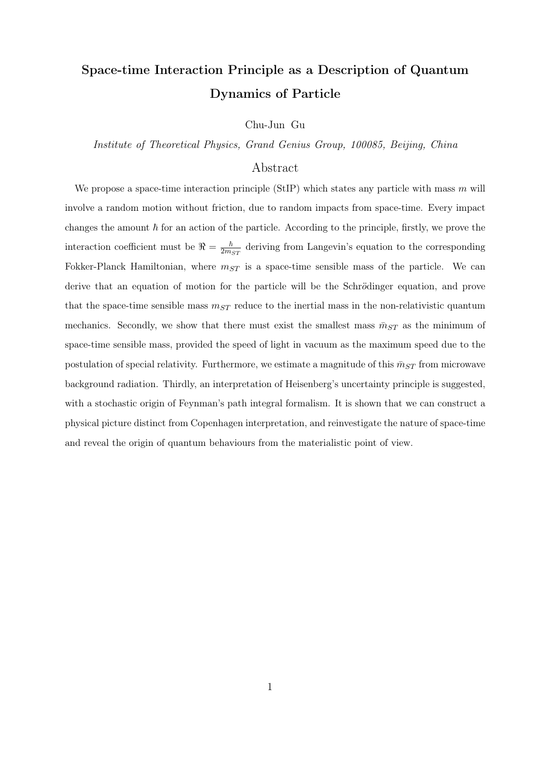# Space-time Interaction Principle as a Description of Quantum Dynamics of Particle

Chu-Jun Gu

*Institute of Theoretical Physics, Grand Genius Group, 100085, Beijing, China*

## Abstract

We propose a space-time interaction principle (StIP) which states any particle with mass $m$ will involve a random motion without friction, due to random impacts from space-time. Every impact changes the amount $\hbar$ for an action of the particle. According to the principle, firstly, we prove the interaction coefficient must be $\Re = \frac{\hbar}{2m_{ST}}$ deriving from Langevin's equation to the corresponding Fokker-Planck Hamiltonian, where $m_{ST}$ is a space-time sensible mass of the particle. We can derive that an equation of motion for the particle will be the Schrödinger equation, and prove that the space-time sensible mass $m_{ST}$ reduce to the inertial mass in the non-relativistic quantum mechanics. Secondly, we show that there must exist the smallest mass $\bar{m}_{ST}$ as the minimum of space-time sensible mass, provided the speed of light in vacuum as the maximum speed due to the postulation of special relativity. Furthermore, we estimate a magnitude of this $\bar{m}_{ST}$ from microwave background radiation. Thirdly, an interpretation of Heisenberg's uncertainty principle is suggested, with a stochastic origin of Feynman's path integral formalism. It is shown that we can construct a physical picture distinct from Copenhagen interpretation, and reinvestigate the nature of space-time and reveal the origin of quantum behaviours from the materialistic point of view.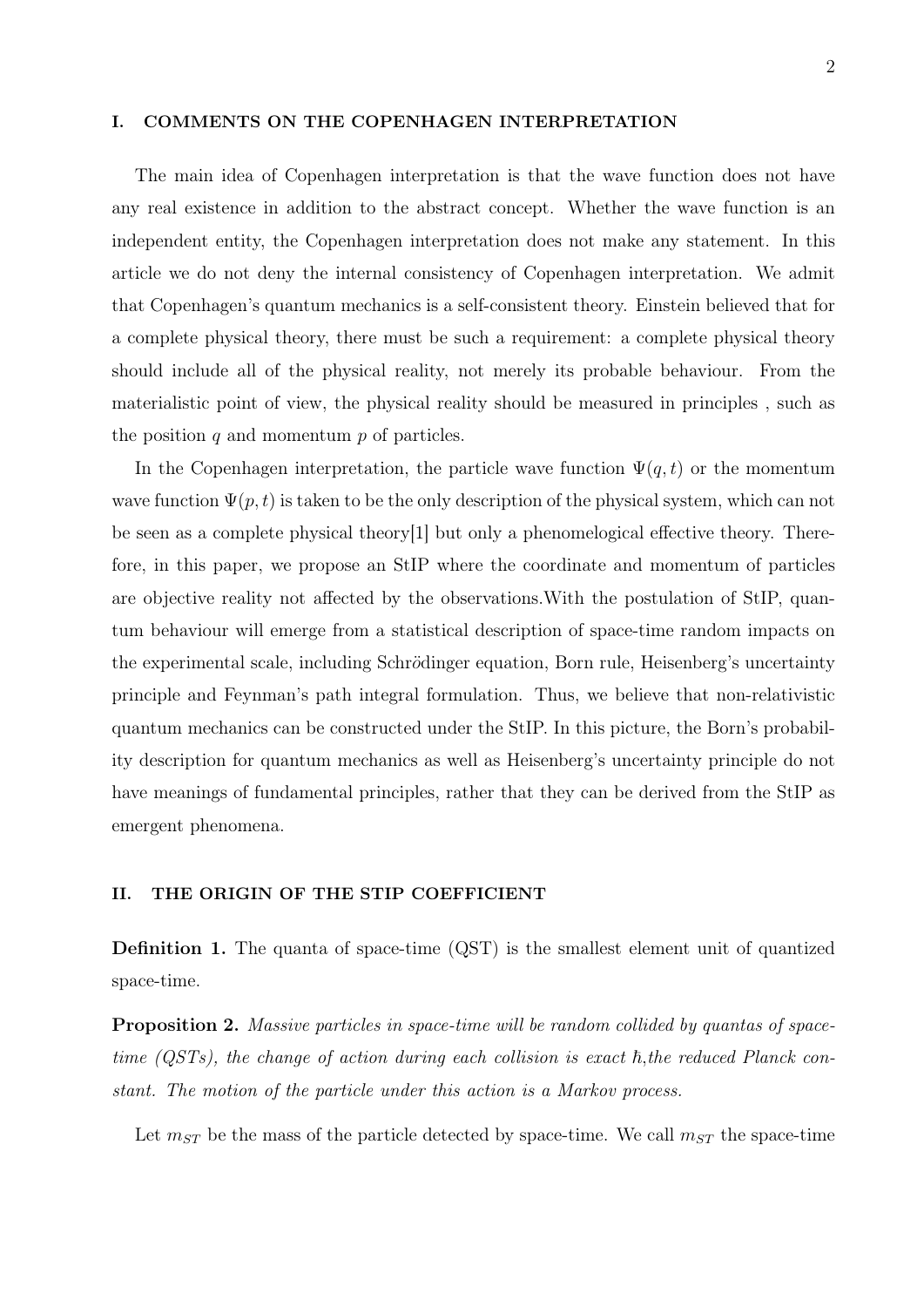## I. COMMENTS ON THE COPENHAGEN INTERPRETATION

The main idea of Copenhagen interpretation is that the wave function does not have any real existence in addition to the abstract concept. Whether the wave function is an independent entity, the Copenhagen interpretation does not make any statement. In this article we do not deny the internal consistency of Copenhagen interpretation. We admit that Copenhagen's quantum mechanics is a self-consistent theory. Einstein believed that for a complete physical theory, there must be such a requirement: a complete physical theory should include all of the physical reality, not merely its probable behaviour. From the materialistic point of view, the physical reality should be measured in principles , such as the position $q$ and momentum $p$ of particles.

In the Copenhagen interpretation, the particle wave function $\Psi(q,t)$ or the momentum wave function $\Psi(p,t)$ is taken to be the only description of the physical system, which can not be seen as a complete physical theory[1] but only a phenomelogical effective theory. Therefore, in this paper, we propose an StIP where the coordinate and momentum of particles are objective reality not affected by the observations.With the postulation of StIP, quantum behaviour will emerge from a statistical description of space-time random impacts on the experimental scale, including Schrödinger equation, Born rule, Heisenberg's uncertainty principle and Feynman's path integral formulation. Thus, we believe that non-relativistic quantum mechanics can be constructed under the StIP. In this picture, the Born's probability description for quantum mechanics as well as Heisenberg's uncertainty principle do not have meanings of fundamental principles, rather that they can be derived from the StIP as emergent phenomena.

## II. THE ORIGIN OF THE STIP COEFFICIENT

**Definition 1.** The quanta of space-time (QST) is the smallest element unit of quantized space-time.

**Proposition 2.** *Massive particles in space-time will be random collided by quantas of space-time (QSTs), the change of action during each collision is exact* $\hbar$*,the reduced Planck constant. The motion of the particle under this action is a Markov process.*

Let $m_{ST}$ be the mass of the particle detected by space-time. We call $m_{ST}$ the space-time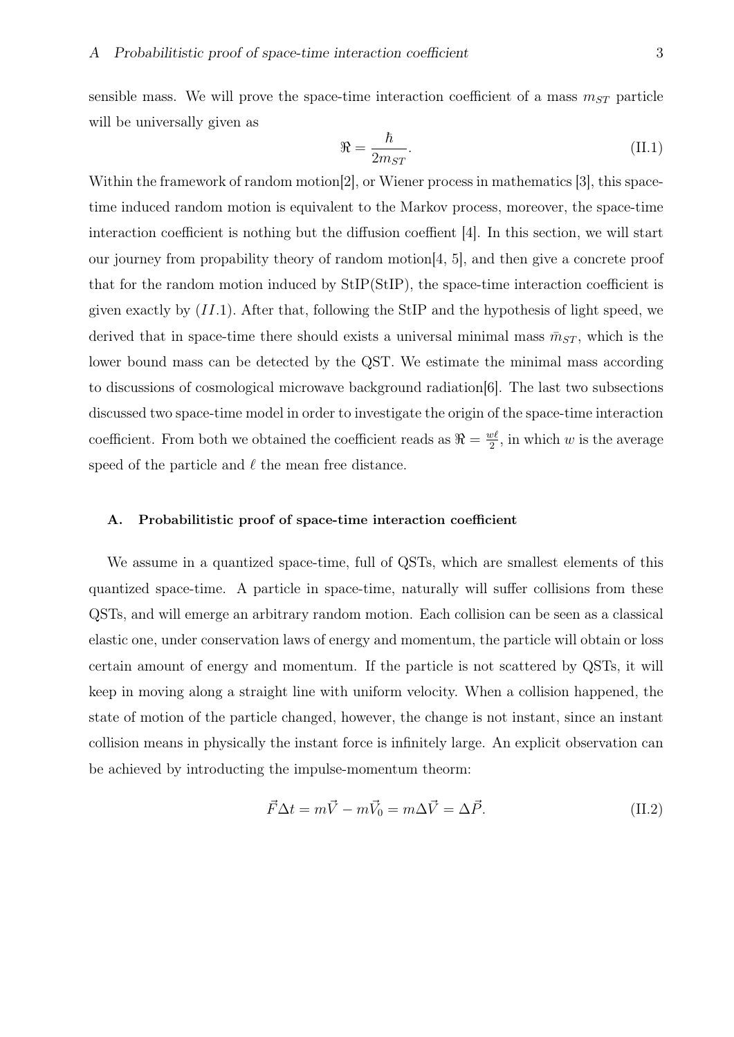sensible mass. We will prove the space-time interaction coefficient of a mass $m_{ST}$ particle will be universally given as

$$\Re = \frac{\hbar}{2m_{ST}}. \tag{II.1}$$

Within the framework of random motion[2], or Wiener process in mathematics [3], this space-time induced random motion is equivalent to the Markov process, moreover, the space-time interaction coefficient is nothing but the diffusion coeffient [4]. In this section, we will start our journey from propability theory of random motion[4, 5], and then give a concrete proof that for the random motion induced by StIP(StIP), the space-time interaction coefficient is given exactly by $(II.1)$. After that, following the StIP and the hypothesis of light speed, we derived that in space-time there should exists a universal minimal mass $\bar{m}_{ST}$, which is the lower bound mass can be detected by the QST. We estimate the minimal mass according to discussions of cosmological microwave background radiation[6]. The last two subsections discussed two space-time model in order to investigate the origin of the space-time interaction coefficient. From both we obtained the coefficient reads as $\Re = \frac{w\ell}{2}$, in which $w$ is the average speed of the particle and $\ell$ the mean free distance.

### A. Probabilitistic proof of space-time interaction coefficient

We assume in a quantized space-time, full of QSTs, which are smallest elements of this quantized space-time. A particle in space-time, naturally will suffer collisions from these QSTs, and will emerge an arbitrary random motion. Each collision can be seen as a classical elastic one, under conservation laws of energy and momentum, the particle will obtain or loss certain amount of energy and momentum. If the particle is not scattered by QSTs, it will keep in moving along a straight line with uniform velocity. When a collision happened, the state of motion of the particle changed, however, the change is not instant, since an instant collision means in physically the instant force is infinitely large. An explicit observation can be achieved by introducting the impulse-momentum theorm:

$$\vec{F}\Delta t = m\vec{V} - m\vec{V}_0 = m\Delta\vec{V} = \Delta\vec{P}. \tag{II.2}$$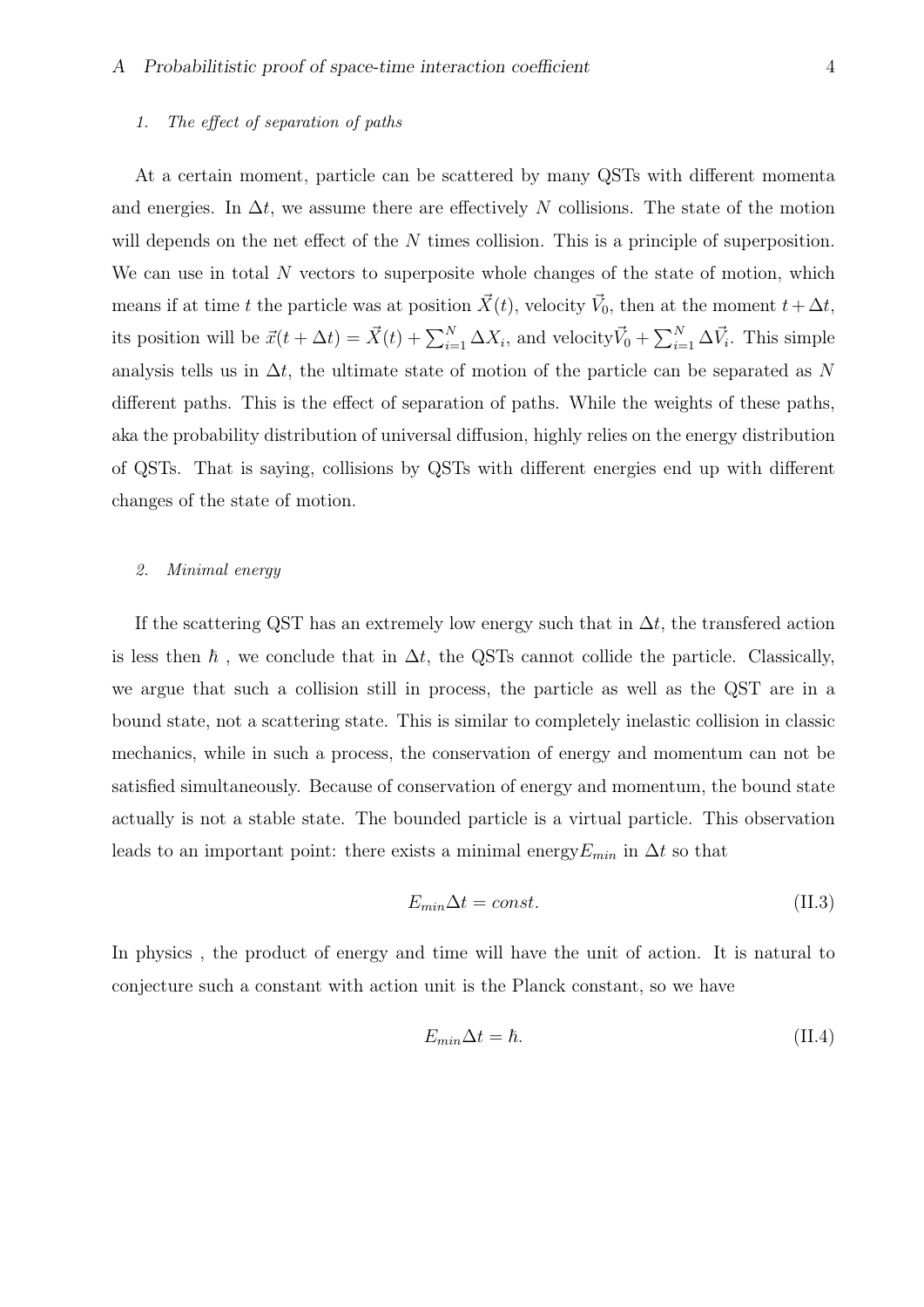### 1. *The effect of separation of paths*

At a certain moment, particle can be scattered by many QSTs with different momenta and energies. In $\Delta t$, we assume there are effectively $N$ collisions. The state of the motion will depends on the net effect of the $N$ times collision. This is a principle of superposition. We can use in total $N$ vectors to superposite whole changes of the state of motion, which means if at time $t$ the particle was at position $\vec{X}(t)$, velocity $\vec{V}_0$, then at the moment $t + \Delta t$, its position will be $\vec{x}(t + \Delta t) = \vec{X}(t) + \sum_{i=1}^{N} \Delta X_i$, and velocity$\vec{V}_0 + \sum_{i=1}^{N} \Delta \vec{V}_i$. This simple analysis tells us in $\Delta t$, the ultimate state of motion of the particle can be separated as $N$ different paths. This is the effect of separation of paths. While the weights of these paths, aka the probability distribution of universal diffusion, highly relies on the energy distribution of QSTs. That is saying, collisions by QSTs with different energies end up with different changes of the state of motion.

### 2. *Minimal energy*

If the scattering QST has an extremely low energy such that in $\Delta t$, the transfered action is less then $\hbar$ , we conclude that in $\Delta t$, the QSTs cannot collide the particle. Classically, we argue that such a collision still in process, the particle as well as the QST are in a bound state, not a scattering state. This is similar to completely inelastic collision in classic mechanics, while in such a process, the conservation of energy and momentum can not be satisfied simultaneously. Because of conservation of energy and momentum, the bound state actually is not a stable state. The bounded particle is a virtual particle. This observation leads to an important point: there exists a minimal energy$E_{min}$ in $\Delta t$ so that

$$E_{min} \Delta t = const. \tag{II.3}$$

In physics , the product of energy and time will have the unit of action. It is natural to conjecture such a constant with action unit is the Planck constant, so we have

$$E_{min} \Delta t = \hbar. \tag{II.4}$$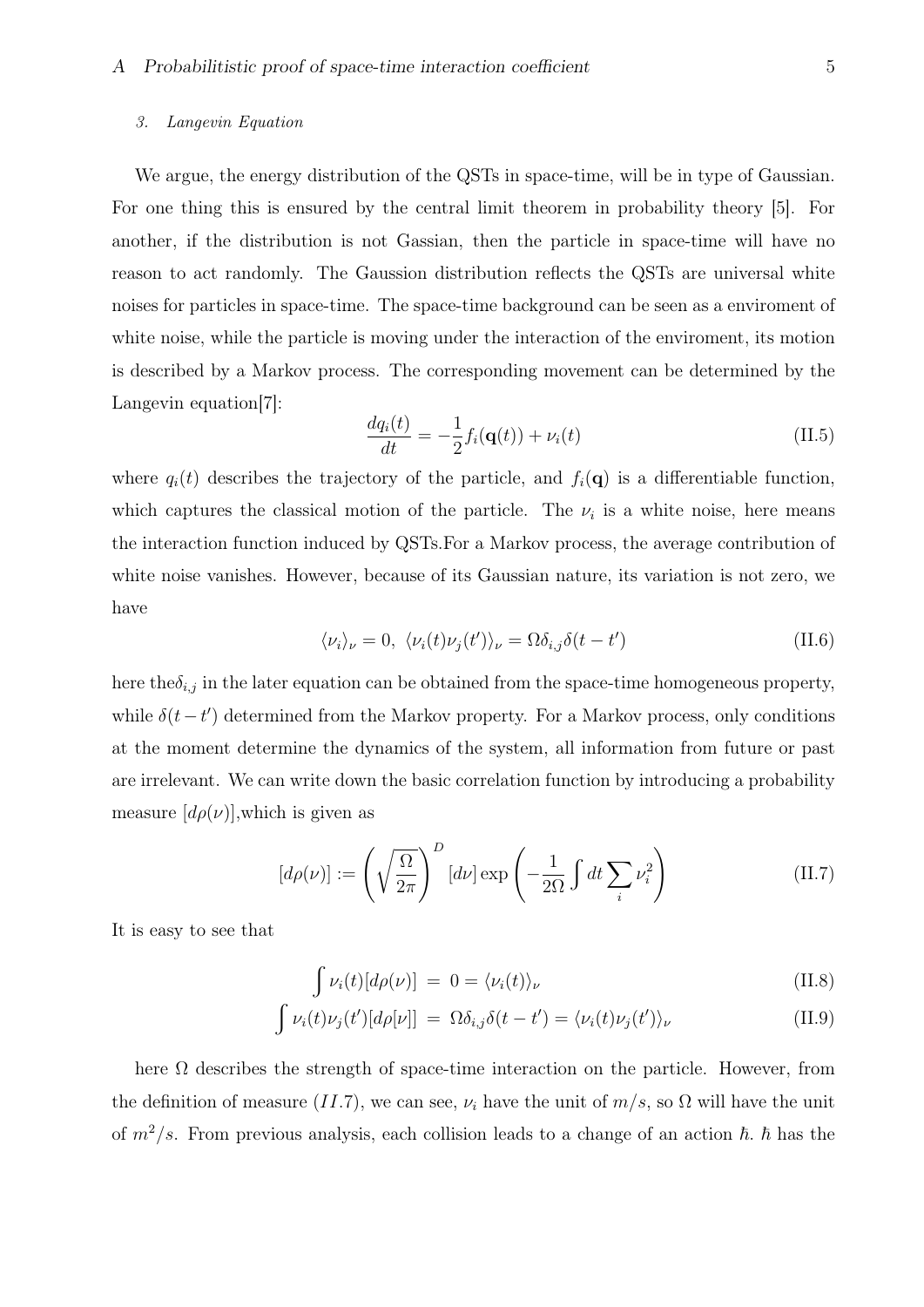#### 3. Langevin Equation

We argue, the energy distribution of the QSTs in space-time, will be in type of Gaussian. For one thing this is ensured by the central limit theorem in probability theory [5]. For another, if the distribution is not Gassian, then the particle in space-time will have no reason to act randomly. The Gaussion distribution reflects the QSTs are universal white noises for particles in space-time. The space-time background can be seen as a enviroment of white noise, while the particle is moving under the interaction of the enviroment, its motion is described by a Markov process. The corresponding movement can be determined by the Langevin equation[7]:

$$\frac{dq_i(t)}{dt} = -\frac{1}{2} f_i(\mathbf{q}(t)) + \nu_i(t) \tag{II.5}$$

where $q_i(t)$ describes the trajectory of the particle, and $f_i(\mathbf{q})$ is a differentiable function, which captures the classical motion of the particle. The $\nu_i$ is a white noise, here means the interaction function induced by QSTs.For a Markov process, the average contribution of white noise vanishes. However, because of its Gaussian nature, its variation is not zero, we have

$$\langle \nu_i \rangle_\nu = 0, \ \langle \nu_i(t)\nu_j(t') \rangle_\nu = \Omega \delta_{i,j} \delta(t - t') \tag{II.6}$$

here the$\delta_{i,j}$ in the later equation can be obtained from the space-time homogeneous property, while $\delta(t-t')$ determined from the Markov property. For a Markov process, only conditions at the moment determine the dynamics of the system, all information from future or past are irrelevant. We can write down the basic correlation function by introducing a probability measure $[d\rho(\nu)]$,which is given as

$$[d\rho(\nu)] := \left( \sqrt{\frac{\Omega}{2\pi}} \right)^D [d\nu] \exp\left( -\frac{1}{2\Omega} \int dt \sum_i \nu_i^2 \right) \tag{II.7}$$

It is easy to see that

$$\int \nu_i(t)[d\rho(\nu)] \ = \ 0 = \langle \nu_i(t) \rangle_\nu \tag{II.8}$$

$$\int \nu_i(t)\nu_j(t')[d\rho[\nu]] \ = \ \Omega \delta_{i,j} \delta(t - t') = \langle \nu_i(t)\nu_j(t') \rangle_\nu \tag{II.9}$$

here $\Omega$ describes the strength of space-time interaction on the particle. However, from the definition of measure $(II.7)$, we can see, $\nu_i$ have the unit of $m/s$, so $\Omega$ will have the unit of $m^2/s$. From previous analysis, each collision leads to a change of an action $\hbar$. $\hbar$ has the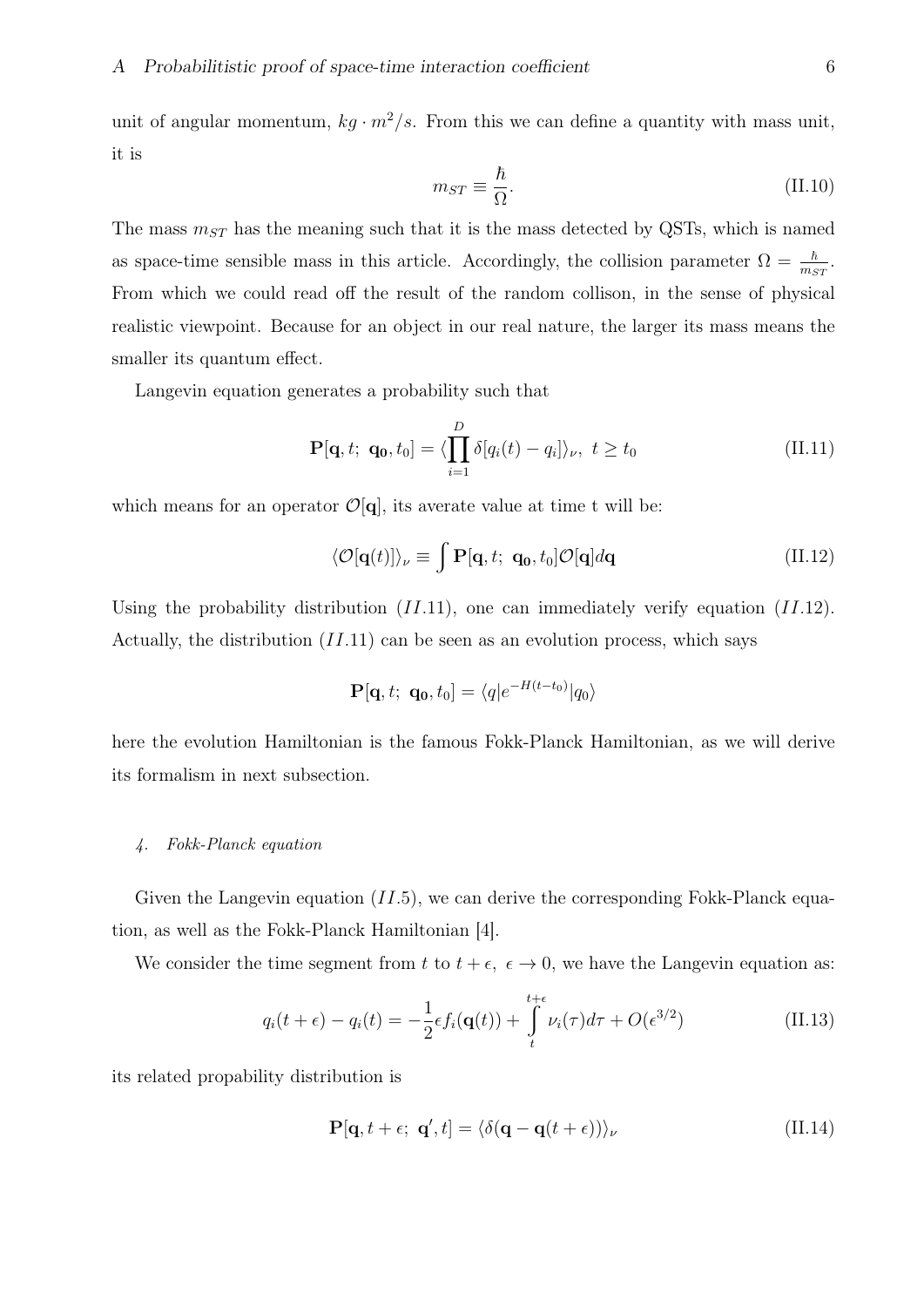unit of angular momentum, $kg \cdot m^2/s$. From this we can define a quantity with mass unit, it is

$$m_{ST} \equiv \frac{\hbar}{\Omega}. \tag{II.10}$$

The mass $m_{ST}$ has the meaning such that it is the mass detected by QSTs, which is named as space-time sensible mass in this article. Accordingly, the collision parameter $\Omega = \frac{\hbar}{m_{ST}}$. From which we could read off the result of the random collison, in the sense of physical realistic viewpoint. Because for an object in our real nature, the larger its mass means the smaller its quantum effect.

Langevin equation generates a probability such that

$$\mathbf{P}[\mathbf{q}, t;\ \mathbf{q_0}, t_0] = \langle \prod_{i=1}^{D} \delta[q_i(t) - q_i] \rangle_\nu,\ t \geq t_0 \tag{II.11}$$

which means for an operator $\mathcal{O}[\mathbf{q}]$, its averate value at time t will be:

$$\langle \mathcal{O}[\mathbf{q}(t)] \rangle_\nu \equiv \int \mathbf{P}[\mathbf{q}, t;\ \mathbf{q_0}, t_0] \mathcal{O}[\mathbf{q}] d\mathbf{q} \tag{II.12}$$

Using the probability distribution $(II.11)$, one can immediately verify equation $(II.12)$. Actually, the distribution $(II.11)$ can be seen as an evolution process, which says

$$\mathbf{P}[\mathbf{q}, t;\ \mathbf{q_0}, t_0] = \langle q | e^{-H(t-t_0)} | q_0 \rangle$$

here the evolution Hamiltonian is the famous Fokk-Planck Hamiltonian, as we will derive its formalism in next subsection.

#### *4. Fokk-Planck equation*

Given the Langevin equation $(II.5)$, we can derive the corresponding Fokk-Planck equation, as well as the Fokk-Planck Hamiltonian [4].

We consider the time segment from $t$ to $t + \epsilon,\ \epsilon \to 0$, we have the Langevin equation as:

$$q_i(t+\epsilon) - q_i(t) = -\frac{1}{2}\epsilon f_i(\mathbf{q}(t)) + \int_t^{t+\epsilon} \nu_i(\tau) d\tau + O(\epsilon^{3/2}) \tag{II.13}$$

its related propability distribution is

$$\mathbf{P}[\mathbf{q}, t+\epsilon;\ \mathbf{q}', t] = \langle \delta(\mathbf{q} - \mathbf{q}(t+\epsilon)) \rangle_\nu \tag{II.14}$$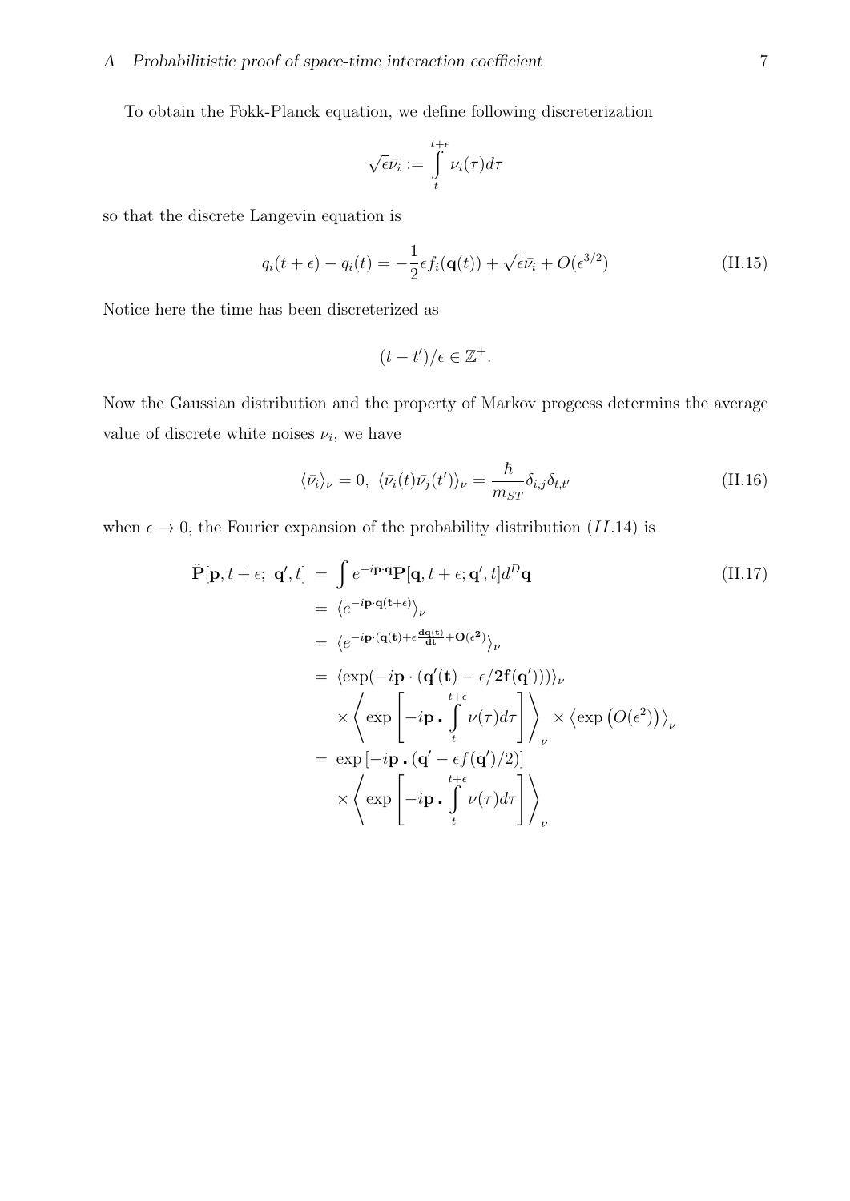To obtain the Fokk-Planck equation, we define following discreterization

$$\sqrt{\epsilon}\bar{\nu_i} := \int\limits_t^{t+\epsilon} \nu_i(\tau)d\tau$$

so that the discrete Langevin equation is

$$q_i(t+\epsilon) - q_i(t) = -\frac{1}{2}\epsilon f_i(\mathbf{q}(t)) + \sqrt{\epsilon}\bar{\nu_i} + O(\epsilon^{3/2}) \tag{II.15}$$

Notice here the time has been discreterized as

$$(t-t')/\epsilon \in \mathbb{Z}^+.$$

Now the Gaussian distribution and the property of Markov progcess determins the average value of discrete white noises $\nu_i$, we have

$$\langle \bar{\nu_i} \rangle_\nu = 0, \ \langle \bar{\nu_i}(t)\bar{\nu_j}(t') \rangle_\nu = \frac{\hbar}{m_{ST}}\delta_{i,j}\delta_{t,t'} \tag{II.16}$$

when $\epsilon \to 0$, the Fourier expansion of the probability distribution $(II.14)$ is

$$\begin{aligned}
\tilde{\mathbf{P}}[\mathbf{p}, t+\epsilon;\ \mathbf{q}', t] &= \int e^{-i\mathbf{p}\cdot\mathbf{q}}\mathbf{P}[\mathbf{q}, t+\epsilon; \mathbf{q}', t]d^D\mathbf{q} \qquad\qquad \text{(II.17)} \\
&= \langle e^{-i\mathbf{p}\cdot\mathbf{q(t+\epsilon)}} \rangle_\nu \\
&= \langle e^{-i\mathbf{p}\cdot(\mathbf{q(t)} + \epsilon\frac{\mathbf{dq(t)}}{\mathbf{dt}} + \mathbf{O(\epsilon^2)})} \rangle_\nu \\
&= \langle \exp(-i\mathbf{p}\cdot(\mathbf{q'(t)} - \epsilon/\mathbf{2f(q')})) \rangle_\nu \\
&\quad \times \left\langle \exp\left[-i\mathbf{p}\,\mathbf{.}\int\limits_t^{t+\epsilon} \nu(\tau)d\tau\right] \right\rangle_\nu \times \left\langle \exp\left(O(\epsilon^2)\right) \right\rangle_\nu \\
&= \exp\left[-i\mathbf{p}\,\mathbf{.}\,(\mathbf{q}' - \epsilon f(\mathbf{q}')/2)\right] \\
&\quad \times \left\langle \exp\left[-i\mathbf{p}\,\mathbf{.}\int\limits_t^{t+\epsilon} \nu(\tau)d\tau\right] \right\rangle_\nu
\end{aligned}$$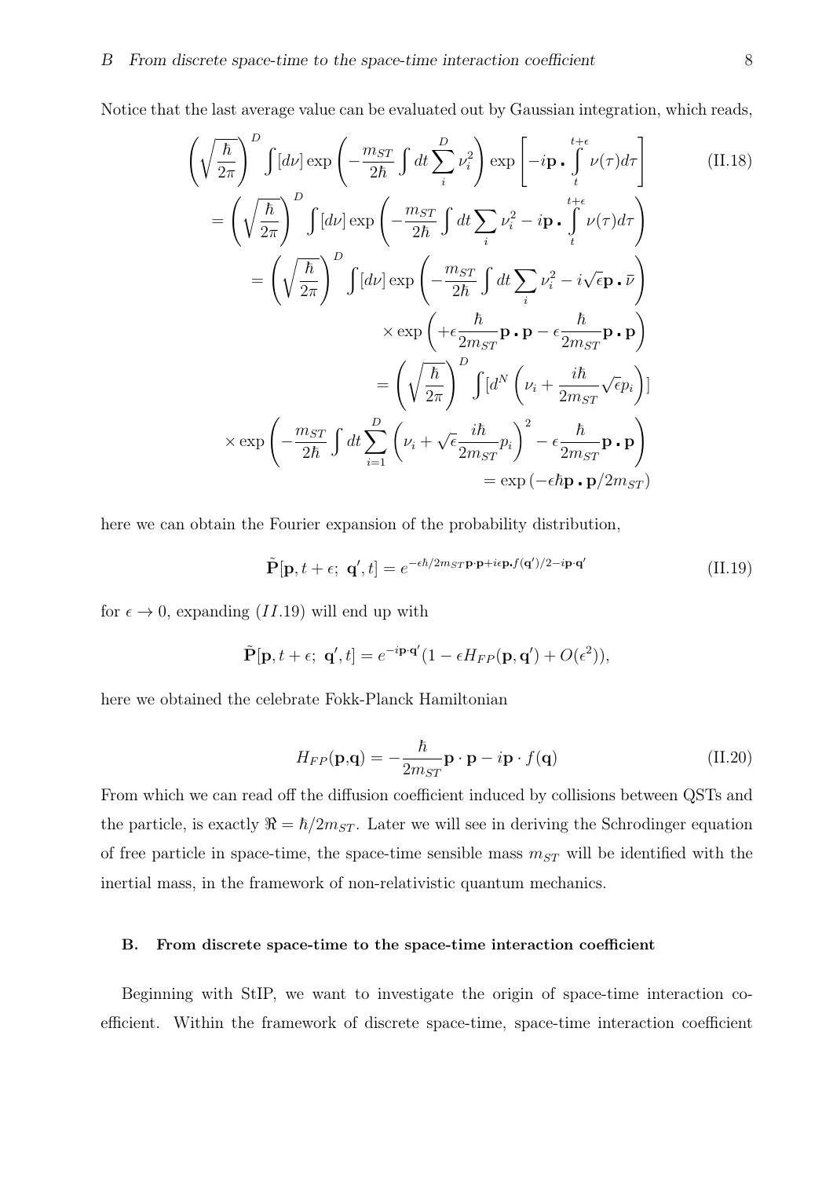Notice that the last average value can be evaluated out by Gaussian integration, which reads,

$$
\begin{aligned}
&\left(\sqrt{\frac{\hbar}{2\pi}}\right)^{D} \int [d\nu] \exp\left(-\frac{m_{ST}}{2\hbar}\int dt \sum_{i}^{D} \nu_i^2\right) \exp\left[-i\mathbf{p}\,.\int_{t}^{t+\epsilon} \nu(\tau) d\tau\right] \qquad \text{(II.18)}\\
&= \left(\sqrt{\frac{\hbar}{2\pi}}\right)^{D} \int [d\nu] \exp\left(-\frac{m_{ST}}{2\hbar}\int dt \sum_{i} \nu_i^2 - i\mathbf{p}\,.\int_{t}^{t+\epsilon} \nu(\tau) d\tau\right)\\
&= \left(\sqrt{\frac{\hbar}{2\pi}}\right)^{D} \int [d\nu] \exp\left(-\frac{m_{ST}}{2\hbar}\int dt \sum_{i} \nu_i^2 - i\sqrt{\epsilon}\mathbf{p}\,.\,\bar{\nu}\right)\\
&\times \exp\left(+\epsilon\frac{\hbar}{2m_{ST}}\mathbf{p}\,.\,\mathbf{p} - \epsilon\frac{\hbar}{2m_{ST}}\mathbf{p}\,.\,\mathbf{p}\right)\\
&= \left(\sqrt{\frac{\hbar}{2\pi}}\right)^{D} \int [d^N\left(\nu_i + \frac{i\hbar}{2m_{ST}}\sqrt{\epsilon}p_i\right)]\\
&\times \exp\left(-\frac{m_{ST}}{2\hbar}\int dt \sum_{i=1}^{D}\left(\nu_i + \sqrt{\epsilon}\frac{i\hbar}{2m_{ST}}p_i\right)^2 - \epsilon\frac{\hbar}{2m_{ST}}\mathbf{p}\,.\,\mathbf{p}\right)\\
&= \exp\left(-\epsilon\hbar\mathbf{p}\,.\,\mathbf{p}/2m_{ST}\right)
\end{aligned}
$$

here we can obtain the Fourier expansion of the probability distribution,

$$
\tilde{\mathbf{P}}[\mathbf{p}, t+\epsilon;\ \mathbf{q}', t] = e^{-\epsilon\hbar/2m_{ST}\mathbf{p}\cdot\mathbf{p} + i\epsilon\mathbf{p}.f(\mathbf{q}')/2 - i\mathbf{p}\cdot\mathbf{q}'} \qquad \text{(II.19)}
$$

for $\epsilon \to 0$, expanding $(II.19)$ will end up with

$$
\tilde{\mathbf{P}}[\mathbf{p}, t+\epsilon;\ \mathbf{q}', t] = e^{-i\mathbf{p}\cdot\mathbf{q}'}(1 - \epsilon H_{FP}(\mathbf{p}, \mathbf{q}') + O(\epsilon^2)),
$$

here we obtained the celebrate Fokk-Planck Hamiltonian

$$
H_{FP}(\mathbf{p},\mathbf{q}) = -\frac{\hbar}{2m_{ST}}\mathbf{p}\cdot\mathbf{p} - i\mathbf{p}\cdot f(\mathbf{q}) \qquad \text{(II.20)}
$$

From which we can read off the diffusion coefficient induced by collisions between QSTs and the particle, is exactly $\Re = \hbar/2m_{ST}$. Later we will see in deriving the Schrodinger equation of free particle in space-time, the space-time sensible mass $m_{ST}$ will be identified with the inertial mass, in the framework of non-relativistic quantum mechanics.

### B. From discrete space-time to the space-time interaction coefficient

Beginning with StIP, we want to investigate the origin of space-time interaction coefficient. Within the framework of discrete space-time, space-time interaction coefficient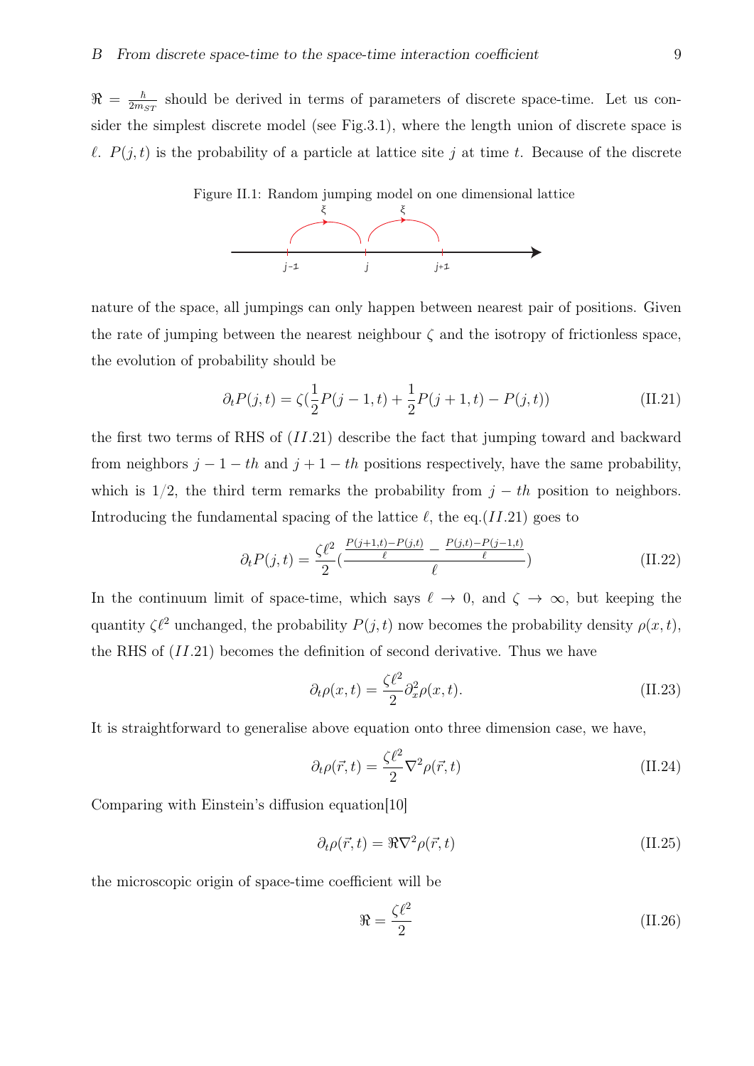$\Re = \frac{\hbar}{2m_{ST}}$ should be derived in terms of parameters of discrete space-time. Let us consider the simplest discrete model (see Fig.3.1), where the length union of discrete space is $\ell$. $P(j,t)$ is the probability of a particle at lattice site $j$ at time $t$. Because of the discrete

Figure II.1: Random jumping model on one dimensional lattice

nature of the space, all jumpings can only happen between nearest pair of positions. Given the rate of jumping between the nearest neighbour $\zeta$ and the isotropy of frictionless space, the evolution of probability should be

$$\partial_t P(j,t) = \zeta\left(\frac{1}{2}P(j-1,t) + \frac{1}{2}P(j+1,t) - P(j,t)\right) \tag{II.21}$$

the first two terms of RHS of $(II.21)$ describe the fact that jumping toward and backward from neighbors $j-1-th$ and $j+1-th$ positions respectively, have the same probability, which is $1/2$, the third term remarks the probability from $j-th$ position to neighbors. Introducing the fundamental spacing of the lattice $\ell$, the eq.$(II.21)$ goes to

$$\partial_t P(j,t) = \frac{\zeta\ell^2}{2}\left(\frac{\frac{P(j+1,t)-P(j,t)}{\ell} - \frac{P(j,t)-P(j-1,t)}{\ell}}{\ell}\right) \tag{II.22}$$

In the continuum limit of space-time, which says $\ell \to 0$, and $\zeta \to \infty$, but keeping the quantity $\zeta\ell^2$ unchanged, the probability $P(j,t)$ now becomes the probability density $\rho(x,t)$, the RHS of $(II.21)$ becomes the definition of second derivative. Thus we have

$$\partial_t \rho(x,t) = \frac{\zeta\ell^2}{2}\partial_x^2 \rho(x,t). \tag{II.23}$$

It is straightforward to generalise above equation onto three dimension case, we have,

$$\partial_t \rho(\vec{r},t) = \frac{\zeta\ell^2}{2}\nabla^2 \rho(\vec{r},t) \tag{II.24}$$

Comparing with Einstein's diffusion equation[10]

$$\partial_t \rho(\vec{r},t) = \Re\nabla^2 \rho(\vec{r},t) \tag{II.25}$$

the microscopic origin of space-time coefficient will be

$$\Re = \frac{\zeta\ell^2}{2} \tag{II.26}$$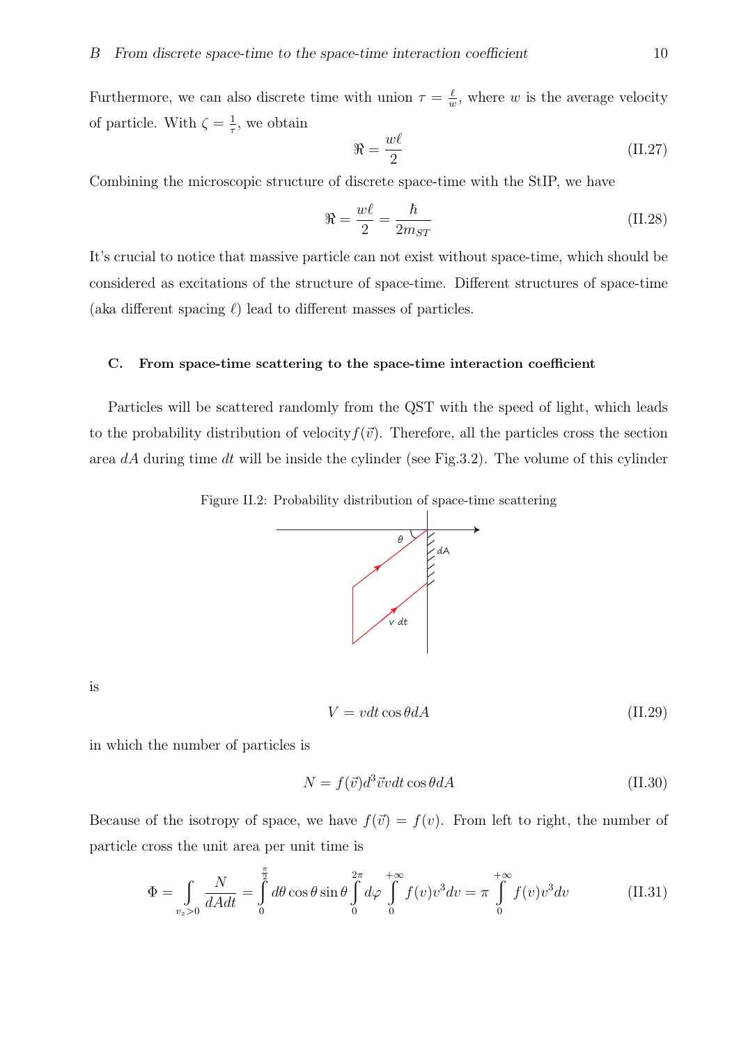Furthermore, we can also discrete time with union $\tau = \frac{\ell}{w}$, where $w$ is the average velocity of particle. With $\zeta = \frac{1}{\tau}$, we obtain

$$\Re = \frac{w\ell}{2} \tag{II.27}$$

Combining the microscopic structure of discrete space-time with the StIP, we have

$$\Re = \frac{w\ell}{2} = \frac{\hbar}{2m_{ST}} \tag{II.28}$$

It's crucial to notice that massive particle can not exist without space-time, which should be considered as excitations of the structure of space-time. Different structures of space-time (aka different spacing $\ell$) lead to different masses of particles.

### C. From space-time scattering to the space-time interaction coefficient

Particles will be scattered randomly from the QST with the speed of light, which leads to the probability distribution of velocity $f(\vec{v})$. Therefore, all the particles cross the section area $dA$ during time $dt$ will be inside the cylinder (see Fig.3.2). The volume of this cylinder

Figure II.2: Probability distribution of space-time scattering

is

$$V = vdt\cos\theta dA \tag{II.29}$$

in which the number of particles is

$$N = f(\vec{v})d^3\vec{v}vdt\cos\theta dA \tag{II.30}$$

Because of the isotropy of space, we have $f(\vec{v}) = f(v)$. From left to right, the number of particle cross the unit area per unit time is

$$\Phi = \int_{v_z>0} \frac{N}{dAdt} = \int_0^{\frac{\pi}{2}} d\theta \cos\theta \sin\theta \int_0^{2\pi} d\varphi \int_0^{+\infty} f(v)v^3 dv = \pi \int_0^{+\infty} f(v)v^3 dv \tag{II.31}$$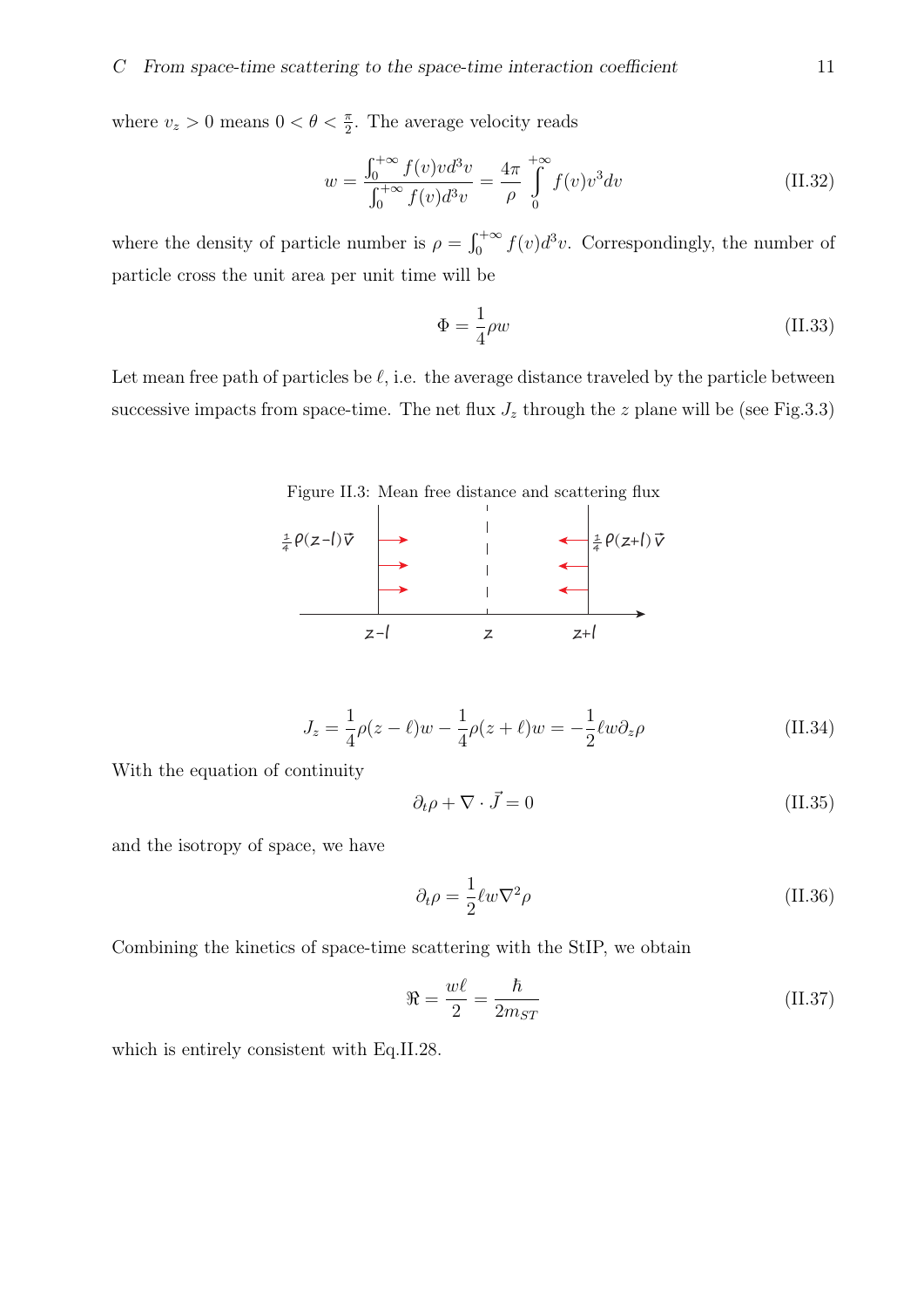where $v_z > 0$ means $0 < \theta < \frac{\pi}{2}$. The average velocity reads

$$w = \frac{\int_0^{+\infty} f(v) v d^3 v}{\int_0^{+\infty} f(v) d^3 v} = \frac{4\pi}{\rho} \int_0^{+\infty} f(v) v^3 dv \tag{II.32}$$

where the density of particle number is $\rho = \int_0^{+\infty} f(v) d^3 v$. Correspondingly, the number of particle cross the unit area per unit time will be

$$\Phi = \frac{1}{4}\rho w \tag{II.33}$$

Let mean free path of particles be $\ell$, i.e. the average distance traveled by the particle between successive impacts from space-time. The net flux $J_z$ through the $z$ plane will be (see Fig.3.3)

Figure II.3: Mean free distance and scattering flux

$$J_z = \frac{1}{4}\rho(z-\ell)w - \frac{1}{4}\rho(z+\ell)w = -\frac{1}{2}\ell w \partial_z \rho \tag{II.34}$$

With the equation of continuity

$$\partial_t \rho + \nabla \cdot \vec{J} = 0 \tag{II.35}$$

and the isotropy of space, we have

$$\partial_t \rho = \frac{1}{2}\ell w \nabla^2 \rho \tag{II.36}$$

Combining the kinetics of space-time scattering with the StIP, we obtain

$$\Re = \frac{w\ell}{2} = \frac{\hbar}{2m_{ST}} \tag{II.37}$$

which is entirely consistent with Eq.II.28.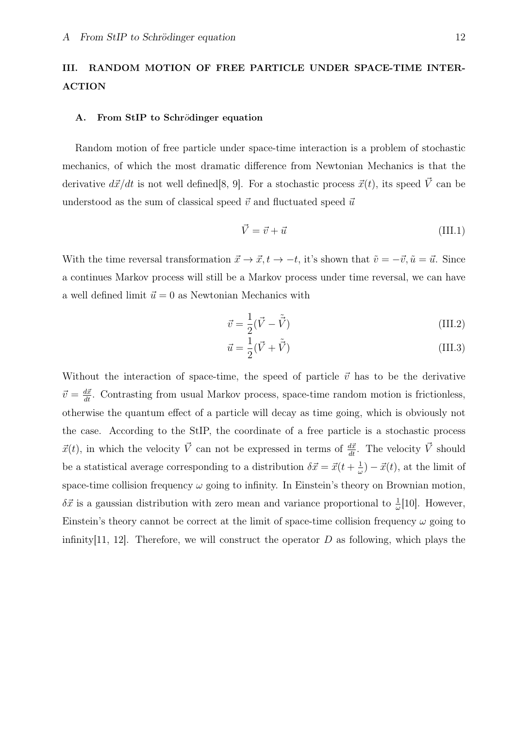## III. RANDOM MOTION OF FREE PARTICLE UNDER SPACE-TIME INTERACTION

### A. From StIP to Schrödinger equation

Random motion of free particle under space-time interaction is a problem of stochastic mechanics, of which the most dramatic difference from Newtonian Mechanics is that the derivative $d\vec{x}/dt$ is not well defined[8, 9]. For a stochastic process $\vec{x}(t)$, its speed $\vec{V}$ can be understood as the sum of classical speed $\vec{v}$ and fluctuated speed $\vec{u}$

$$\vec{V} = \vec{v} + \vec{u} \tag{III.1}$$

With the time reversal transformation $\vec{x} \to \vec{x}, t \to -t$, it's shown that $\tilde{v} = -\vec{v}, \tilde{u} = \vec{u}$. Since a continues Markov process will still be a Markov process under time reversal, we can have a well defined limit $\vec{u} = 0$ as Newtonian Mechanics with

$$\vec{v} = \frac{1}{2}(\vec{V} - \tilde{\vec{V}}) \tag{III.2}$$

$$\vec{u} = \frac{1}{2}(\vec{V} + \tilde{\vec{V}}) \tag{III.3}$$

Without the interaction of space-time, the speed of particle $\vec{v}$ has to be the derivative $\vec{v} = \frac{d\vec{x}}{dt}$. Contrasting from usual Markov process, space-time random motion is frictionless, otherwise the quantum effect of a particle will decay as time going, which is obviously not the case. According to the StIP, the coordinate of a free particle is a stochastic process $\vec{x}(t)$, in which the velocity $\vec{V}$ can not be expressed in terms of $\frac{d\vec{x}}{dt}$. The velocity $\vec{V}$ should be a statistical average corresponding to a distribution $\delta\vec{x} = \vec{x}(t + \frac{1}{\omega}) - \vec{x}(t)$, at the limit of space-time collision frequency $\omega$ going to infinity. In Einstein's theory on Brownian motion, $\delta\vec{x}$ is a gaussian distribution with zero mean and variance proportional to $\frac{1}{\omega}$[10]. However, Einstein's theory cannot be correct at the limit of space-time collision frequency $\omega$ going to infinity[11, 12]. Therefore, we will construct the operator $D$ as following, which plays the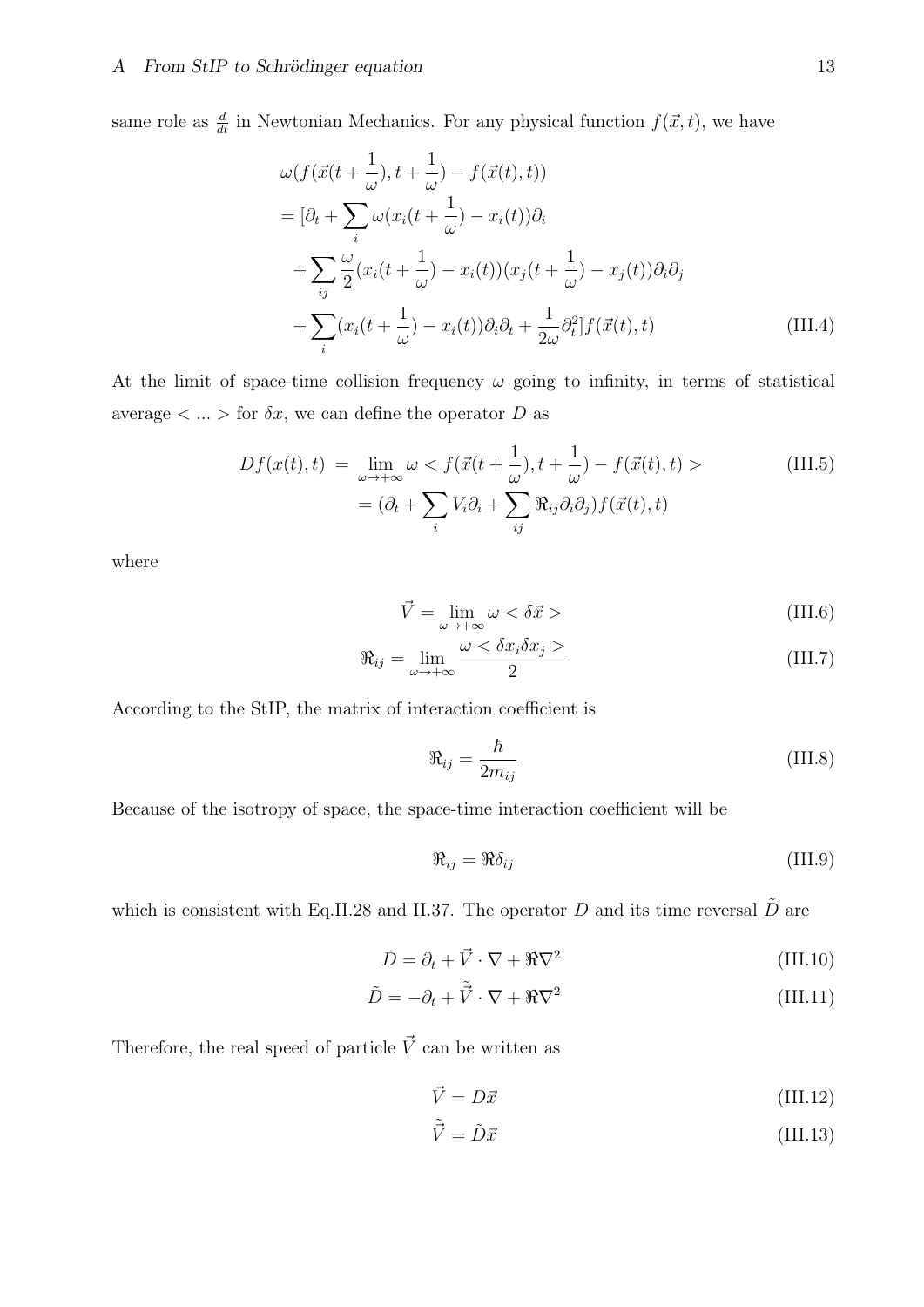same role as $\frac{d}{dt}$ in Newtonian Mechanics. For any physical function $f(\vec{x}, t)$, we have

$$
\begin{aligned}
&\omega(f(\vec{x}(t+\frac{1}{\omega}), t+\frac{1}{\omega}) - f(\vec{x}(t), t)) \\
&= [\partial_t + \sum_i \omega(x_i(t+\frac{1}{\omega}) - x_i(t))\partial_i \\
&\quad + \sum_{ij} \frac{\omega}{2}(x_i(t+\frac{1}{\omega}) - x_i(t))(x_j(t+\frac{1}{\omega}) - x_j(t))\partial_i\partial_j \\
&\quad + \sum_i (x_i(t+\frac{1}{\omega}) - x_i(t))\partial_i\partial_t + \frac{1}{2\omega}\partial_t^2] f(\vec{x}(t), t)
\end{aligned}
\tag{III.4}
$$

At the limit of space-time collision frequency $\omega$ going to infinity, in terms of statistical average $< ... >$ for $\delta x$, we can define the operator $D$ as

$$
\begin{aligned}
Df(x(t), t) &= \lim_{\omega \to +\infty} \omega < f(\vec{x}(t+\frac{1}{\omega}), t+\frac{1}{\omega}) - f(\vec{x}(t), t) > \\
&= (\partial_t + \sum_i V_i \partial_i + \sum_{ij} \Re_{ij} \partial_i \partial_j) f(\vec{x}(t), t)
\end{aligned}
\tag{III.5}
$$

where

$$
\vec{V} = \lim_{\omega \to +\infty} \omega < \delta \vec{x} > \tag{III.6}
$$

$$
\Re_{ij} = \lim_{\omega \to +\infty} \frac{\omega < \delta x_i \delta x_j >}{2} \tag{III.7}
$$

According to the StIP, the matrix of interaction coefficient is

$$
\Re_{ij} = \frac{\hbar}{2m_{ij}} \tag{III.8}
$$

Because of the isotropy of space, the space-time interaction coefficient will be

$$
\Re_{ij} = \Re \delta_{ij} \tag{III.9}
$$

which is consistent with Eq.II.28 and II.37. The operator $D$ and its time reversal $\tilde{D}$ are

$$
D = \partial_t + \vec{V} \cdot \nabla + \Re \nabla^2 \tag{III.10}
$$

$$
\tilde{D} = -\partial_t + \tilde{\vec{V}} \cdot \nabla + \Re \nabla^2 \tag{III.11}
$$

Therefore, the real speed of particle $\vec{V}$ can be written as

$$
\vec{V} = D\vec{x} \tag{III.12}
$$

$$
\tilde{\vec{V}} = \tilde{D}\vec{x} \tag{III.13}
$$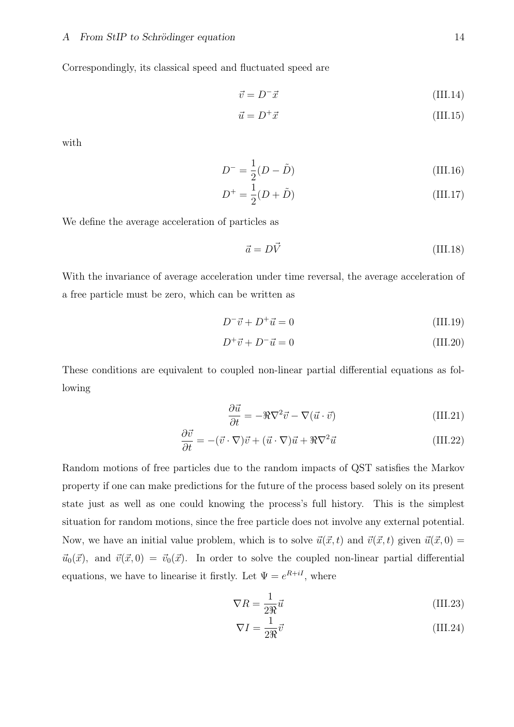Correspondingly, its classical speed and fluctuated speed are

$$\vec{v} = D^{-}\vec{x} \tag{III.14}$$

$$\vec{u} = D^{+}\vec{x} \tag{III.15}$$

with

$$D^{-} = \frac{1}{2}(D - \tilde{D}) \tag{III.16}$$

$$D^{+} = \frac{1}{2}(D + \tilde{D}) \tag{III.17}$$

We define the average acceleration of particles as

$$\vec{a} = D\vec{V} \tag{III.18}$$

With the invariance of average acceleration under time reversal, the average acceleration of a free particle must be zero, which can be written as

$$D^{-}\vec{v} + D^{+}\vec{u} = 0 \tag{III.19}$$

$$D^{+}\vec{v} + D^{-}\vec{u} = 0 \tag{III.20}$$

These conditions are equivalent to coupled non-linear partial differential equations as following

$$\frac{\partial \vec{u}}{\partial t} = -\Re \nabla^2 \vec{v} - \nabla(\vec{u} \cdot \vec{v}) \tag{III.21}$$

$$\frac{\partial \vec{v}}{\partial t} = -(\vec{v} \cdot \nabla)\vec{v} + (\vec{u} \cdot \nabla)\vec{u} + \Re \nabla^2 \vec{u} \tag{III.22}$$

Random motions of free particles due to the random impacts of QST satisfies the Markov property if one can make predictions for the future of the process based solely on its present state just as well as one could knowing the process's full history. This is the simplest situation for random motions, since the free particle does not involve any external potential. Now, we have an initial value problem, which is to solve $\vec{u}(\vec{x}, t)$ and $\vec{v}(\vec{x}, t)$ given $\vec{u}(\vec{x}, 0) = \vec{u}_0(\vec{x})$, and $\vec{v}(\vec{x}, 0) = \vec{v}_0(\vec{x})$. In order to solve the coupled non-linear partial differential equations, we have to linearise it firstly. Let $\Psi = e^{R+iI}$, where

$$\nabla R = \frac{1}{2\Re}\vec{u} \tag{III.23}$$

$$\nabla I = \frac{1}{2\Re}\vec{v} \tag{III.24}$$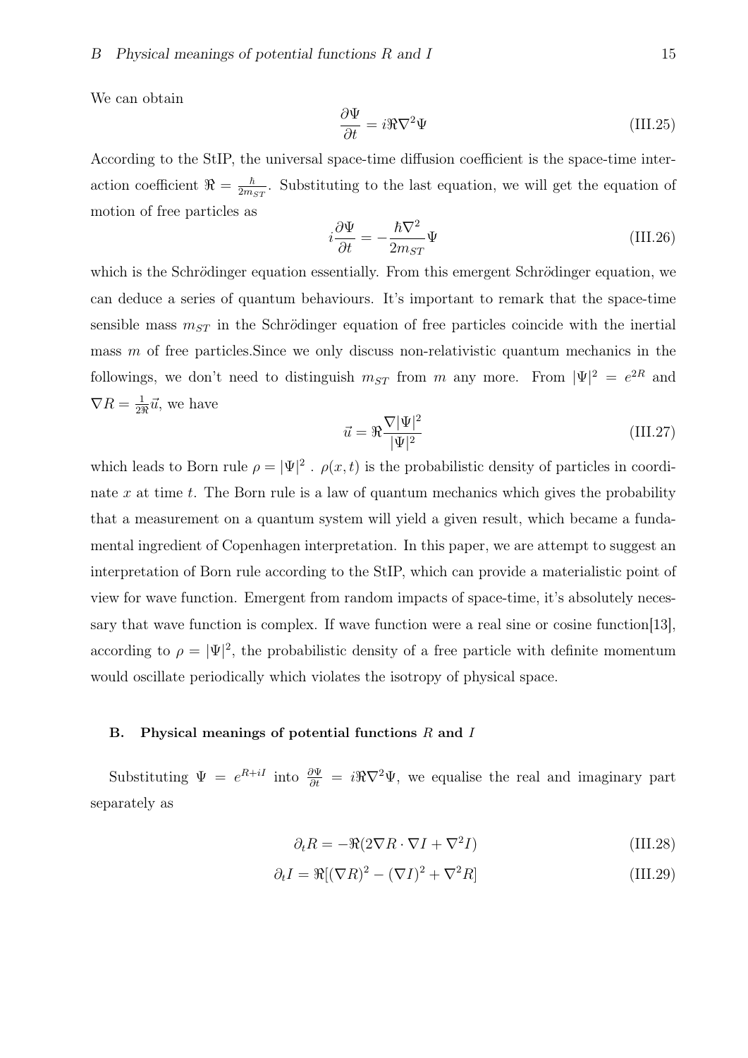We can obtain

$$\frac{\partial \Psi}{\partial t} = i\Re\nabla^2\Psi \tag{III.25}$$

According to the StIP, the universal space-time diffusion coefficient is the space-time interaction coefficient $\Re = \frac{\hbar}{2m_{ST}}$. Substituting to the last equation, we will get the equation of motion of free particles as

$$i\frac{\partial \Psi}{\partial t} = -\frac{\hbar\nabla^2}{2m_{ST}}\Psi \tag{III.26}$$

which is the Schrödinger equation essentially. From this emergent Schrödinger equation, we can deduce a series of quantum behaviours. It's important to remark that the space-time sensible mass $m_{ST}$ in the Schrödinger equation of free particles coincide with the inertial mass $m$ of free particles.Since we only discuss non-relativistic quantum mechanics in the followings, we don't need to distinguish $m_{ST}$ from $m$ any more. From $|\Psi|^2 = e^{2R}$ and $\nabla R = \frac{1}{2\Re}\vec{u}$, we have

$$\vec{u} = \Re\frac{\nabla|\Psi|^2}{|\Psi|^2} \tag{III.27}$$

which leads to Born rule $\rho = |\Psi|^2$ . $\rho(x,t)$ is the probabilistic density of particles in coordinate $x$ at time $t$. The Born rule is a law of quantum mechanics which gives the probability that a measurement on a quantum system will yield a given result, which became a fundamental ingredient of Copenhagen interpretation. In this paper, we are attempt to suggest an interpretation of Born rule according to the StIP, which can provide a materialistic point of view for wave function. Emergent from random impacts of space-time, it's absolutely necessary that wave function is complex. If wave function were a real sine or cosine function[13], according to $\rho = |\Psi|^2$, the probabilistic density of a free particle with definite momentum would oscillate periodically which violates the isotropy of physical space.

### B. Physical meanings of potential functions $R$ and $I$

Substituting $\Psi = e^{R+iI}$ into $\frac{\partial\Psi}{\partial t} = i\Re\nabla^2\Psi$, we equalise the real and imaginary part separately as

$$\partial_t R = -\Re(2\nabla R\cdot\nabla I + \nabla^2 I) \tag{III.28}$$

$$\partial_t I = \Re[(\nabla R)^2 - (\nabla I)^2 + \nabla^2 R] \tag{III.29}$$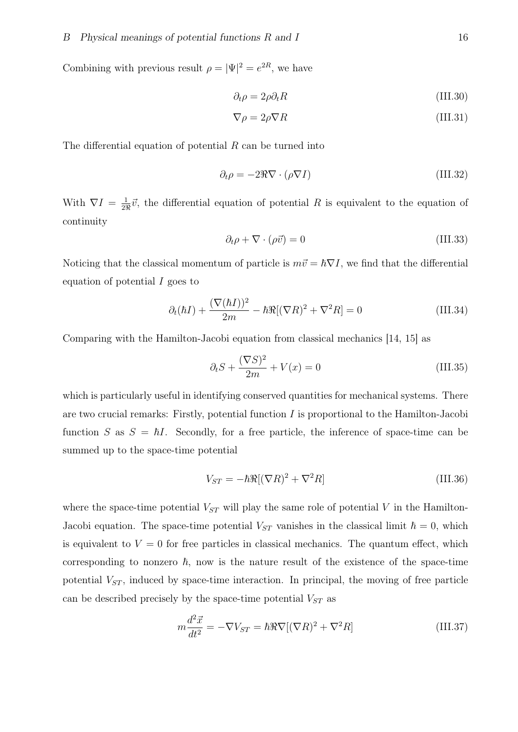Combining with previous result $\rho = |\Psi|^2 = e^{2R}$, we have

$$\partial_t \rho = 2\rho \partial_t R \tag{III.30}$$

$$\nabla \rho = 2\rho \nabla R \tag{III.31}$$

The differential equation of potential $R$ can be turned into

$$\partial_t \rho = -2\Re \nabla \cdot (\rho \nabla I) \tag{III.32}$$

With $\nabla I = \frac{1}{2\Re}\vec{v}$, the differential equation of potential $R$ is equivalent to the equation of continuity

$$\partial_t \rho + \nabla \cdot (\rho \vec{v}) = 0 \tag{III.33}$$

Noticing that the classical momentum of particle is $m\vec{v} = \hbar \nabla I$, we find that the differential equation of potential $I$ goes to

$$\partial_t(\hbar I) + \frac{(\nabla(\hbar I))^2}{2m} - \hbar\Re[(\nabla R)^2 + \nabla^2 R] = 0 \tag{III.34}$$

Comparing with the Hamilton-Jacobi equation from classical mechanics [14, 15] as

$$\partial_t S + \frac{(\nabla S)^2}{2m} + V(x) = 0 \tag{III.35}$$

which is particularly useful in identifying conserved quantities for mechanical systems. There are two crucial remarks: Firstly, potential function $I$ is proportional to the Hamilton-Jacobi function $S$ as $S = \hbar I$. Secondly, for a free particle, the inference of space-time can be summed up to the space-time potential

$$V_{ST} = -\hbar\Re[(\nabla R)^2 + \nabla^2 R] \tag{III.36}$$

where the space-time potential $V_{ST}$ will play the same role of potential $V$ in the Hamilton-Jacobi equation. The space-time potential $V_{ST}$ vanishes in the classical limit $\hbar = 0$, which is equivalent to $V = 0$ for free particles in classical mechanics. The quantum effect, which corresponding to nonzero $\hbar$, now is the nature result of the existence of the space-time potential $V_{ST}$, induced by space-time interaction. In principal, the moving of free particle can be described precisely by the space-time potential $V_{ST}$ as

$$m\frac{d^2\vec{x}}{dt^2} = -\nabla V_{ST} = \hbar\Re\nabla[(\nabla R)^2 + \nabla^2 R] \tag{III.37}$$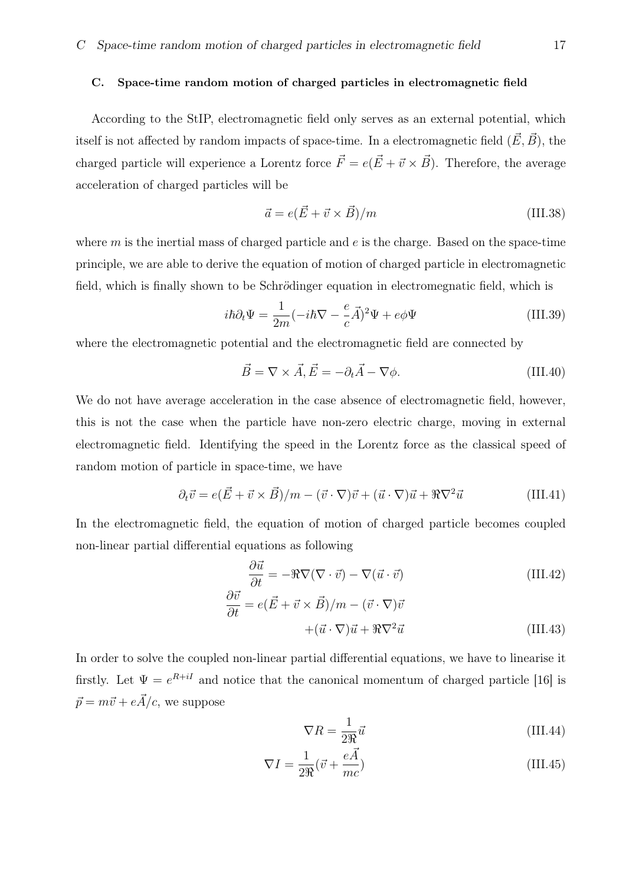### C. Space-time random motion of charged particles in electromagnetic field

According to the StIP, electromagnetic field only serves as an external potential, which itself is not affected by random impacts of space-time. In a electromagnetic field $(\vec{E}, \vec{B})$, the charged particle will experience a Lorentz force $\vec{F} = e(\vec{E} + \vec{v} \times \vec{B})$. Therefore, the average acceleration of charged particles will be

$$\vec{a} = e(\vec{E} + \vec{v} \times \vec{B})/m \tag{III.38}$$

where $m$ is the inertial mass of charged particle and $e$ is the charge. Based on the space-time principle, we are able to derive the equation of motion of charged particle in electromagnetic field, which is finally shown to be Schrödinger equation in electromegnatic field, which is

$$i\hbar\partial_t\Psi = \frac{1}{2m}(-i\hbar\nabla - \frac{e}{c}\vec{A})^2\Psi + e\phi\Psi \tag{III.39}$$

where the electromagnetic potential and the electromagnetic field are connected by

$$\vec{B} = \nabla \times \vec{A}, \vec{E} = -\partial_t\vec{A} - \nabla\phi. \tag{III.40}$$

We do not have average acceleration in the case absence of electromagnetic field, however, this is not the case when the particle have non-zero electric charge, moving in external electromagnetic field. Identifying the speed in the Lorentz force as the classical speed of random motion of particle in space-time, we have

$$\partial_t\vec{v} = e(\vec{E} + \vec{v} \times \vec{B})/m - (\vec{v} \cdot \nabla)\vec{v} + (\vec{u} \cdot \nabla)\vec{u} + \Re\nabla^2\vec{u} \tag{III.41}$$

In the electromagnetic field, the equation of motion of charged particle becomes coupled non-linear partial differential equations as following

$$\frac{\partial\vec{u}}{\partial t} = -\Re\nabla(\nabla \cdot \vec{v}) - \nabla(\vec{u} \cdot \vec{v}) \tag{III.42}$$

$$\frac{\partial\vec{v}}{\partial t} = e(\vec{E} + \vec{v} \times \vec{B})/m - (\vec{v} \cdot \nabla)\vec{v} + (\vec{u} \cdot \nabla)\vec{u} + \Re\nabla^2\vec{u} \tag{III.43}$$

In order to solve the coupled non-linear partial differential equations, we have to linearise it firstly. Let $\Psi = e^{R+iI}$ and notice that the canonical momentum of charged particle [16] is $\vec{p} = m\vec{v} + e\vec{A}/c$, we suppose

$$\nabla R = \frac{1}{2\Re}\vec{u} \tag{III.44}$$

$$\nabla I = \frac{1}{2\Re}(\vec{v} + \frac{e\vec{A}}{mc}) \tag{III.45}$$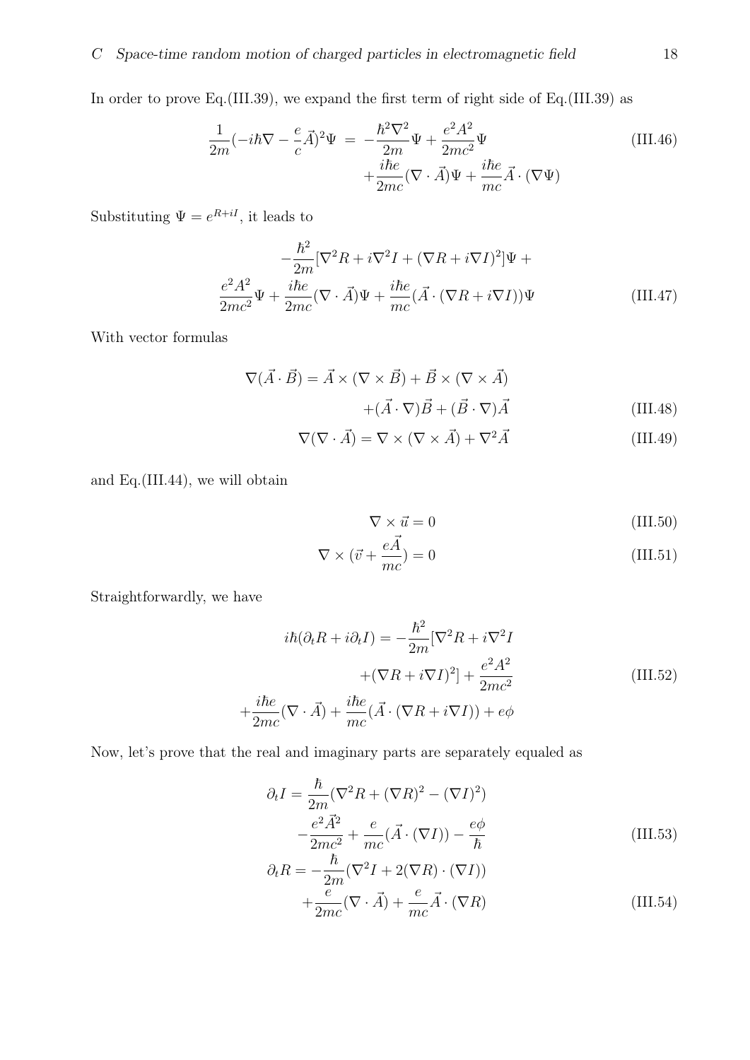In order to prove Eq.(III.39), we expand the first term of right side of Eq.(III.39) as

$$\frac{1}{2m}(-i\hbar\nabla - \frac{e}{c}\vec{A})^2\Psi = -\frac{\hbar^2\nabla^2}{2m}\Psi + \frac{e^2A^2}{2mc^2}\Psi + \frac{i\hbar e}{2mc}(\nabla\cdot\vec{A})\Psi + \frac{i\hbar e}{mc}\vec{A}\cdot(\nabla\Psi) \tag{III.46}$$

Substituting $\Psi = e^{R+iI}$, it leads to

$$-\frac{\hbar^2}{2m}[\nabla^2 R + i\nabla^2 I + (\nabla R + i\nabla I)^2]\Psi + \frac{e^2A^2}{2mc^2}\Psi + \frac{i\hbar e}{2mc}(\nabla\cdot\vec{A})\Psi + \frac{i\hbar e}{mc}(\vec{A}\cdot(\nabla R + i\nabla I))\Psi \tag{III.47}$$

With vector formulas

$$\nabla(\vec{A}\cdot\vec{B}) = \vec{A}\times(\nabla\times\vec{B}) + \vec{B}\times(\nabla\times\vec{A}) + (\vec{A}\cdot\nabla)\vec{B} + (\vec{B}\cdot\nabla)\vec{A} \tag{III.48}$$

$$\nabla(\nabla\cdot\vec{A}) = \nabla\times(\nabla\times\vec{A}) + \nabla^2\vec{A} \tag{III.49}$$

and Eq.(III.44), we will obtain

$$\nabla\times\vec{u} = 0 \tag{III.50}$$

$$\nabla\times(\vec{v} + \frac{e\vec{A}}{mc}) = 0 \tag{III.51}$$

Straightforwardly, we have

$$i\hbar(\partial_t R + i\partial_t I) = -\frac{\hbar^2}{2m}[\nabla^2 R + i\nabla^2 I + (\nabla R + i\nabla I)^2] + \frac{e^2A^2}{2mc^2} + \frac{i\hbar e}{2mc}(\nabla\cdot\vec{A}) + \frac{i\hbar e}{mc}(\vec{A}\cdot(\nabla R + i\nabla I)) + e\phi \tag{III.52}$$

Now, let's prove that the real and imaginary parts are separately equaled as

$$\partial_t I = \frac{\hbar}{2m}(\nabla^2 R + (\nabla R)^2 - (\nabla I)^2) - \frac{e^2\vec{A}^2}{2mc^2} + \frac{e}{mc}(\vec{A}\cdot(\nabla I)) - \frac{e\phi}{\hbar} \tag{III.53}$$

$$\partial_t R = -\frac{\hbar}{2m}(\nabla^2 I + 2(\nabla R)\cdot(\nabla I)) + \frac{e}{2mc}(\nabla\cdot\vec{A}) + \frac{e}{mc}\vec{A}\cdot(\nabla R) \tag{III.54}$$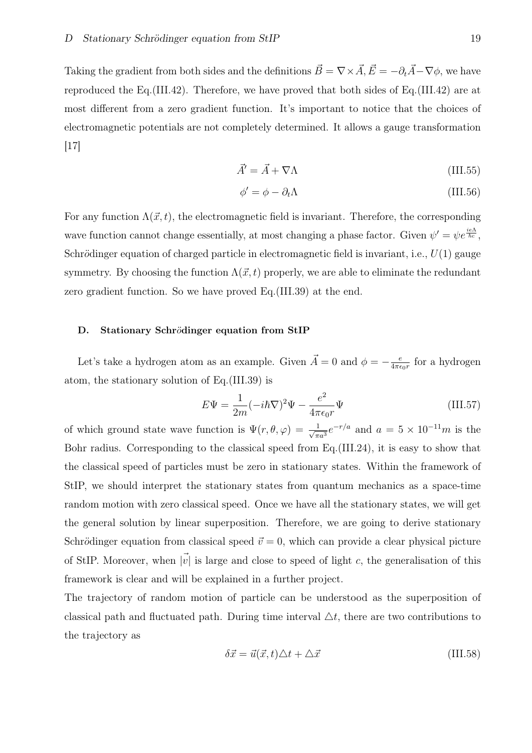Taking the gradient from both sides and the definitions $\vec{B} = \nabla \times \vec{A}, \vec{E} = -\partial_t \vec{A} - \nabla\phi$, we have reproduced the Eq.(III.42). Therefore, we have proved that both sides of Eq.(III.42) are at most different from a zero gradient function. It's important to notice that the choices of electromagnetic potentials are not completely determined. It allows a gauge transformation [17]

$$\vec{A}' = \vec{A} + \nabla\Lambda \tag{III.55}$$

$$\phi' = \phi - \partial_t \Lambda \tag{III.56}$$

For any function $\Lambda(\vec{x}, t)$, the electromagnetic field is invariant. Therefore, the corresponding wave function cannot change essentially, at most changing a phase factor. Given $\psi' = \psi e^{\frac{ie\Lambda}{\hbar c}}$, Schr$\ddot{o}$dinger equation of charged particle in electromagnetic field is invariant, i.e., $U(1)$ gauge symmetry. By choosing the function $\Lambda(\vec{x}, t)$ properly, we are able to eliminate the redundant zero gradient function. So we have proved Eq.(III.39) at the end.

### D. Stationary Schr$\ddot{o}$dinger equation from StIP

Let's take a hydrogen atom as an example. Given $\vec{A} = 0$ and $\phi = -\frac{e}{4\pi\epsilon_0 r}$ for a hydrogen atom, the stationary solution of Eq.(III.39) is

$$E\Psi = \frac{1}{2m}(-i\hbar\nabla)^2\Psi - \frac{e^2}{4\pi\epsilon_0 r}\Psi \tag{III.57}$$

of which ground state wave function is $\Psi(r, \theta, \varphi) = \frac{1}{\sqrt{\pi a^3}} e^{-r/a}$ and $a = 5 \times 10^{-11} m$ is the Bohr radius. Corresponding to the classical speed from Eq.(III.24), it is easy to show that the classical speed of particles must be zero in stationary states. Within the framework of StIP, we should interpret the stationary states from quantum mechanics as a space-time random motion with zero classical speed. Once we have all the stationary states, we will get the general solution by linear superposition. Therefore, we are going to derive stationary Schr$\ddot{o}$dinger equation from classical speed $\vec{v} = 0$, which can provide a clear physical picture of StIP. Moreover, when $|\vec{v}|$ is large and close to speed of light $c$, the generalisation of this framework is clear and will be explained in a further project.

The trajectory of random motion of particle can be understood as the superposition of classical path and fluctuated path. During time interval $\triangle t$, there are two contributions to the trajectory as

$$\delta\vec{x} = \vec{u}(\vec{x}, t)\triangle t + \triangle\vec{x} \tag{III.58}$$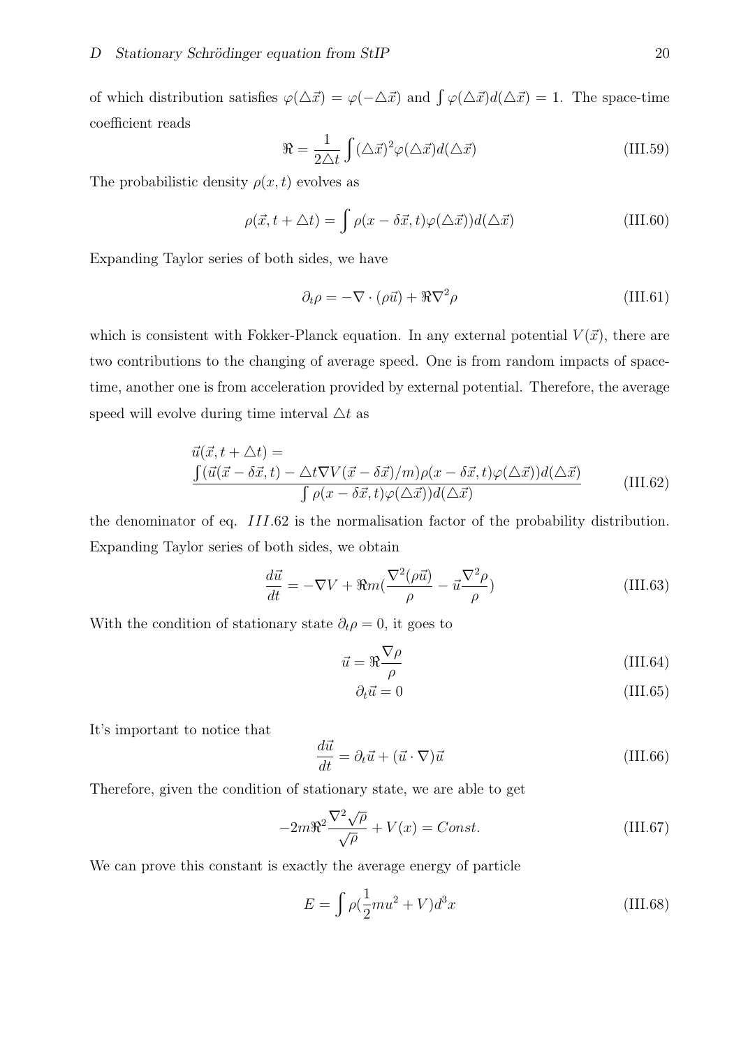of which distribution satisfies $\varphi(\triangle\vec{x}) = \varphi(-\triangle\vec{x})$ and $\int \varphi(\triangle\vec{x})d(\triangle\vec{x}) = 1$. The space-time coefficient reads

$$\Re = \frac{1}{2\triangle t}\int (\triangle\vec{x})^2 \varphi(\triangle\vec{x})d(\triangle\vec{x}) \tag{III.59}$$

The probabilistic density $\rho(x,t)$ evolves as

$$\rho(\vec{x}, t+\triangle t) = \int \rho(x - \delta\vec{x}, t)\varphi(\triangle\vec{x}))d(\triangle\vec{x}) \tag{III.60}$$

Expanding Taylor series of both sides, we have

$$\partial_t \rho = -\nabla\cdot(\rho\vec{u}) + \Re\nabla^2\rho \tag{III.61}$$

which is consistent with Fokker-Planck equation. In any external potential $V(\vec{x})$, there are two contributions to the changing of average speed. One is from random impacts of space-time, another one is from acceleration provided by external potential. Therefore, the average speed will evolve during time interval $\triangle t$ as

$$\begin{aligned}
&\vec{u}(\vec{x}, t+\triangle t) = \\
&\frac{\int(\vec{u}(\vec{x}-\delta\vec{x},t) - \triangle t\nabla V(\vec{x}-\delta\vec{x})/m)\rho(x-\delta\vec{x},t)\varphi(\triangle\vec{x}))d(\triangle\vec{x})}{\int \rho(x-\delta\vec{x},t)\varphi(\triangle\vec{x}))d(\triangle\vec{x})}
\end{aligned} \tag{III.62}$$

the denominator of eq. $III.62$ is the normalisation factor of the probability distribution. Expanding Taylor series of both sides, we obtain

$$\frac{d\vec{u}}{dt} = -\nabla V + \Re m\left(\frac{\nabla^2(\rho\vec{u})}{\rho} - \vec{u}\frac{\nabla^2\rho}{\rho}\right) \tag{III.63}$$

With the condition of stationary state $\partial_t\rho = 0$, it goes to

$$\vec{u} = \Re\frac{\nabla\rho}{\rho} \tag{III.64}$$

$$\partial_t\vec{u} = 0 \tag{III.65}$$

It's important to notice that

$$\frac{d\vec{u}}{dt} = \partial_t\vec{u} + (\vec{u}\cdot\nabla)\vec{u} \tag{III.66}$$

Therefore, given the condition of stationary state, we are able to get

$$-2m\Re^2\frac{\nabla^2\sqrt{\rho}}{\sqrt{\rho}} + V(x) = Const. \tag{III.67}$$

We can prove this constant is exactly the average energy of particle

$$E = \int \rho\left(\frac{1}{2}mu^2 + V\right)d^3x \tag{III.68}$$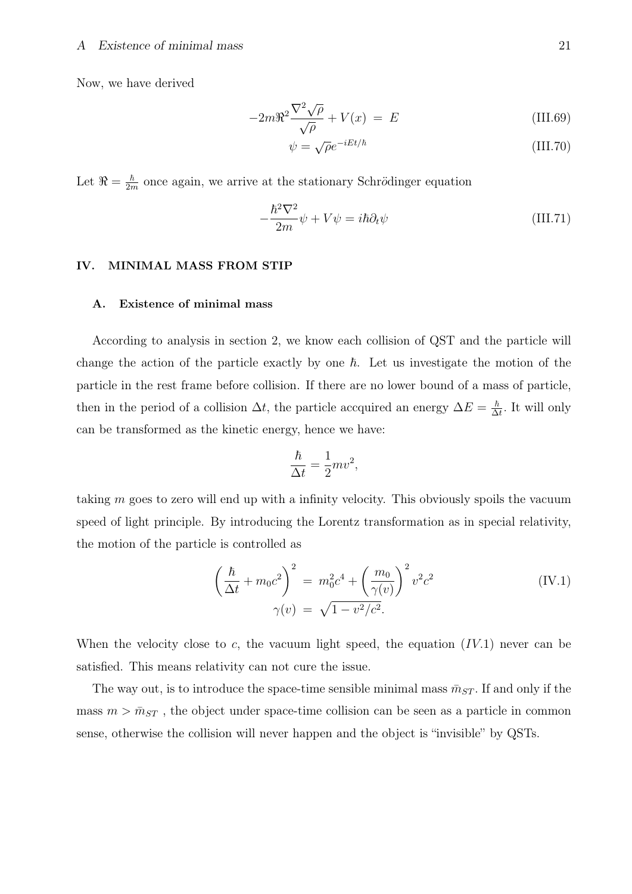Now, we have derived

$$-2m\Re^2\frac{\nabla^2\sqrt{\rho}}{\sqrt{\rho}} + V(x) \; = \; E \tag{III.69}$$

$$\psi = \sqrt{\rho}e^{-iEt/\hbar} \tag{III.70}$$

Let $\Re = \frac{\hbar}{2m}$ once again, we arrive at the stationary Schrödinger equation

$$-\frac{\hbar^2\nabla^2}{2m}\psi + V\psi = i\hbar\partial_t\psi \tag{III.71}$$

## IV. MINIMAL MASS FROM STIP

### A. Existence of minimal mass

According to analysis in section 2, we know each collision of QST and the particle will change the action of the particle exactly by one $\hbar$. Let us investigate the motion of the particle in the rest frame before collision. If there are no lower bound of a mass of particle, then in the period of a collision $\Delta t$, the particle accquired an energy $\Delta E = \frac{\hbar}{\Delta t}$. It will only can be transformed as the kinetic energy, hence we have:

$$\frac{\hbar}{\Delta t} = \frac{1}{2}mv^2,$$

taking $m$ goes to zero will end up with a infinity velocity. This obviously spoils the vacuum speed of light principle. By introducing the Lorentz transformation as in special relativity, the motion of the particle is controlled as

$$\left(\frac{\hbar}{\Delta t} + m_0c^2\right)^2 \; = \; m_0^2c^4 + \left(\frac{m_0}{\gamma(v)}\right)^2 v^2c^2 \tag{IV.1}$$

$$\gamma(v) \; = \; \sqrt{1 - v^2/c^2}.$$

When the velocity close to $c$, the vacuum light speed, the equation $(IV.1)$ never can be satisfied. This means relativity can not cure the issue.

The way out, is to introduce the space-time sensible minimal mass $\bar{m}_{ST}$. If and only if the mass $m > \bar{m}_{ST}$ , the object under space-time collision can be seen as a particle in common sense, otherwise the collision will never happen and the object is "invisible" by QSTs.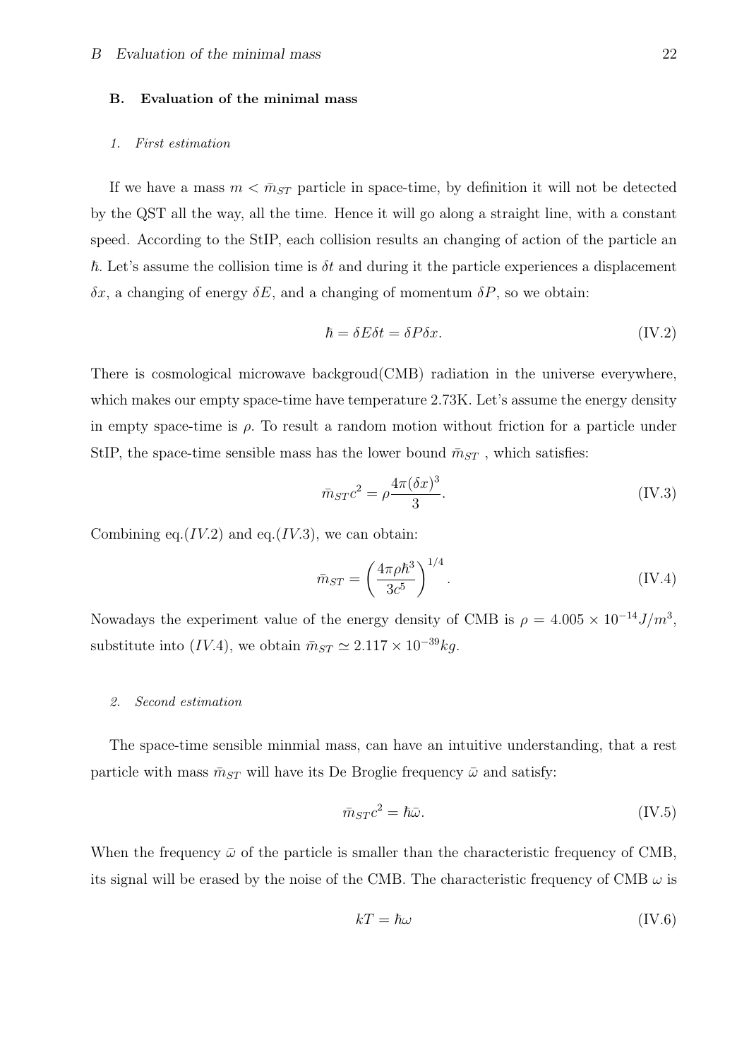### B. Evaluation of the minimal mass

#### 1. First estimation

If we have a mass $m < \bar{m}_{ST}$ particle in space-time, by definition it will not be detected by the QST all the way, all the time. Hence it will go along a straight line, with a constant speed. According to the StIP, each collision results an changing of action of the particle an $\hbar$. Let's assume the collision time is $\delta t$ and during it the particle experiences a displacement $\delta x$, a changing of energy $\delta E$, and a changing of momentum $\delta P$, so we obtain:

$$\hbar = \delta E \delta t = \delta P \delta x. \tag{IV.2}$$

There is cosmological microwave backgroud(CMB) radiation in the universe everywhere, which makes our empty space-time have temperature 2.73K. Let's assume the energy density in empty space-time is $\rho$. To result a random motion without friction for a particle under StIP, the space-time sensible mass has the lower bound $\bar{m}_{ST}$ , which satisfies:

$$\bar{m}_{ST}c^2 = \rho \frac{4\pi(\delta x)^3}{3}. \tag{IV.3}$$

Combining eq.$(IV.2)$ and eq.$(IV.3)$, we can obtain:

$$\bar{m}_{ST} = \left( \frac{4\pi\rho\hbar^3}{3c^5} \right)^{1/4}. \tag{IV.4}$$

Nowadays the experiment value of the energy density of CMB is $\rho = 4.005 \times 10^{-14} J/m^3$, substitute into $(IV.4)$, we obtain $\bar{m}_{ST} \simeq 2.117 \times 10^{-39} kg$.

#### 2. Second estimation

The space-time sensible minmial mass, can have an intuitive understanding, that a rest particle with mass $\bar{m}_{ST}$ will have its De Broglie frequency $\bar{\omega}$ and satisfy:

$$\bar{m}_{ST}c^2 = \hbar\bar{\omega}. \tag{IV.5}$$

When the frequency $\bar{\omega}$ of the particle is smaller than the characteristic frequency of CMB, its signal will be erased by the noise of the CMB. The characteristic frequency of CMB $\omega$ is

$$kT = \hbar\omega \tag{IV.6}$$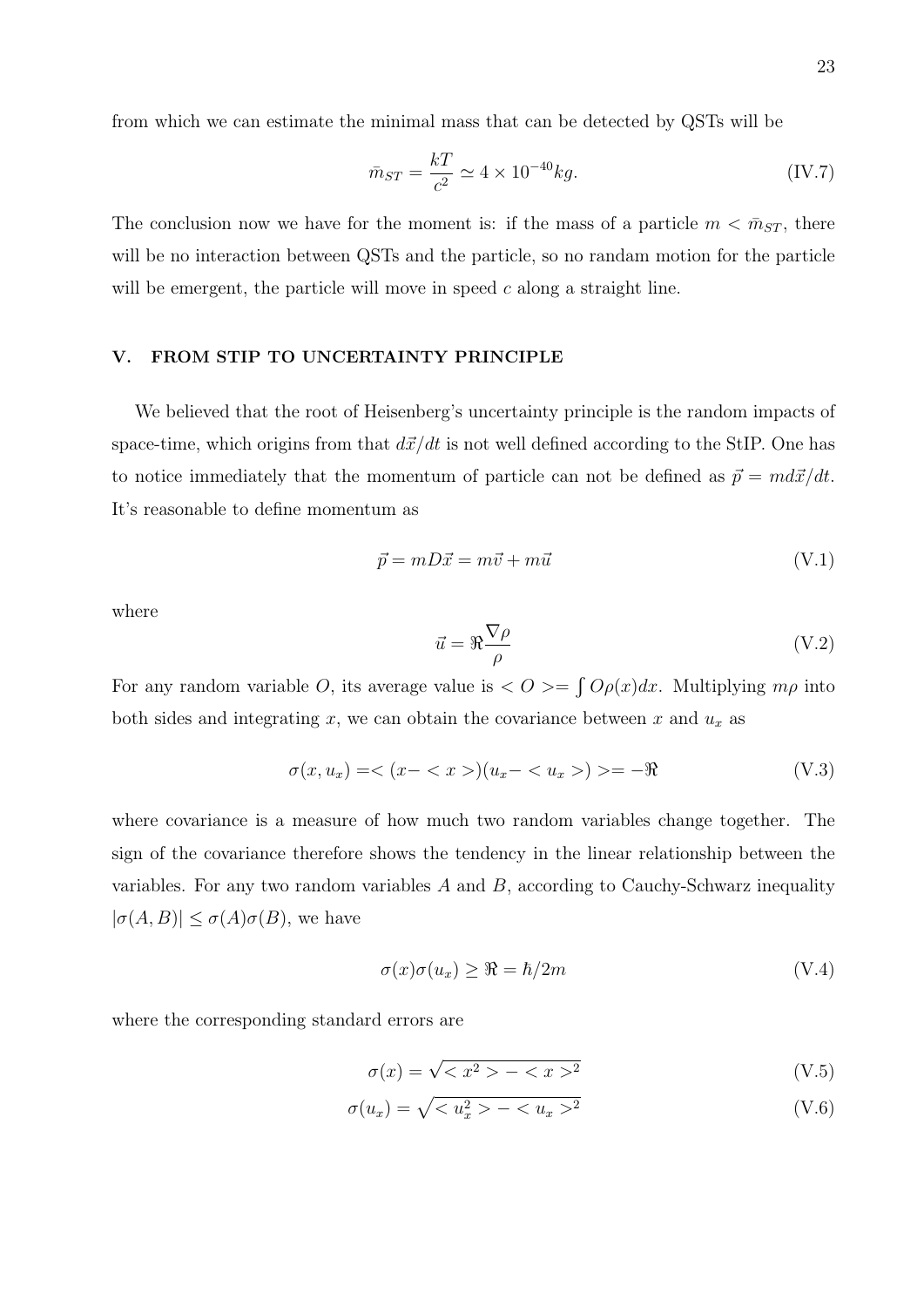from which we can estimate the minimal mass that can be detected by QSTs will be

$$\bar{m}_{ST} = \frac{kT}{c^2} \simeq 4 \times 10^{-40} kg. \tag{IV.7}$$

The conclusion now we have for the moment is: if the mass of a particle $m < \bar{m}_{ST}$, there will be no interaction between QSTs and the particle, so no randam motion for the particle will be emergent, the particle will move in speed $c$ along a straight line.

## V. FROM STIP TO UNCERTAINTY PRINCIPLE

We believed that the root of Heisenberg's uncertainty principle is the random impacts of space-time, which origins from that $d\vec{x}/dt$ is not well defined according to the StIP. One has to notice immediately that the momentum of particle can not be defined as $\vec{p} = md\vec{x}/dt$. It's reasonable to define momentum as

$$\vec{p} = mD\vec{x} = m\vec{v} + m\vec{u} \tag{V.1}$$

where

$$\vec{u} = \Re \frac{\nabla \rho}{\rho} \tag{V.2}$$

For any random variable $O$, its average value is $< O >= \int O\rho(x)dx$. Multiplying $m\rho$ into both sides and integrating $x$, we can obtain the covariance between $x$ and $u_x$ as

$$\sigma(x, u_x) =< (x- < x >)(u_x- < u_x >) >= -\Re \tag{V.3}$$

where covariance is a measure of how much two random variables change together. The sign of the covariance therefore shows the tendency in the linear relationship between the variables. For any two random variables $A$ and $B$, according to Cauchy-Schwarz inequality $|\sigma(A, B)| \leq \sigma(A)\sigma(B)$, we have

$$\sigma(x)\sigma(u_x) \geq \Re = \hbar/2m \tag{V.4}$$

where the corresponding standard errors are

$$\sigma(x) = \sqrt{< x^2 > - < x >^2} \tag{V.5}$$

$$\sigma(u_x) = \sqrt{< u_x^2 > - < u_x >^2} \tag{V.6}$$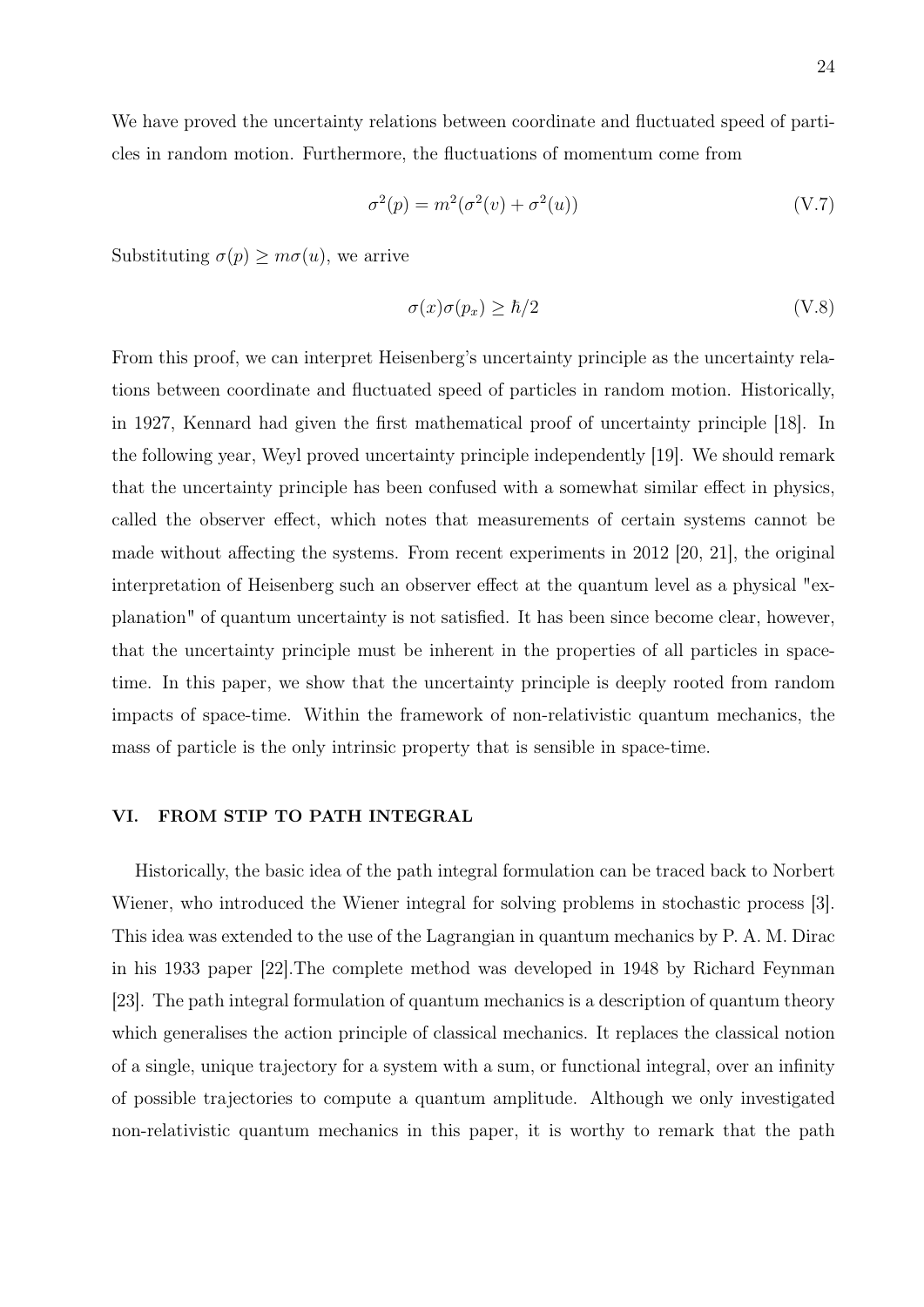We have proved the uncertainty relations between coordinate and fluctuated speed of particles in random motion. Furthermore, the fluctuations of momentum come from

$$\sigma^2(p) = m^2(\sigma^2(v) + \sigma^2(u)) \tag{V.7}$$

Substituting $\sigma(p) \geq m\sigma(u)$, we arrive

$$\sigma(x)\sigma(p_x) \geq \hbar/2 \tag{V.8}$$

From this proof, we can interpret Heisenberg's uncertainty principle as the uncertainty relations between coordinate and fluctuated speed of particles in random motion. Historically, in 1927, Kennard had given the first mathematical proof of uncertainty principle [18]. In the following year, Weyl proved uncertainty principle independently [19]. We should remark that the uncertainty principle has been confused with a somewhat similar effect in physics, called the observer effect, which notes that measurements of certain systems cannot be made without affecting the systems. From recent experiments in 2012 [20, 21], the original interpretation of Heisenberg such an observer effect at the quantum level as a physical "explanation" of quantum uncertainty is not satisfied. It has been since become clear, however, that the uncertainty principle must be inherent in the properties of all particles in space-time. In this paper, we show that the uncertainty principle is deeply rooted from random impacts of space-time. Within the framework of non-relativistic quantum mechanics, the mass of particle is the only intrinsic property that is sensible in space-time.

## VI. FROM STIP TO PATH INTEGRAL

Historically, the basic idea of the path integral formulation can be traced back to Norbert Wiener, who introduced the Wiener integral for solving problems in stochastic process [3]. This idea was extended to the use of the Lagrangian in quantum mechanics by P. A. M. Dirac in his 1933 paper [22].The complete method was developed in 1948 by Richard Feynman [23]. The path integral formulation of quantum mechanics is a description of quantum theory which generalises the action principle of classical mechanics. It replaces the classical notion of a single, unique trajectory for a system with a sum, or functional integral, over an infinity of possible trajectories to compute a quantum amplitude. Although we only investigated non-relativistic quantum mechanics in this paper, it is worthy to remark that the path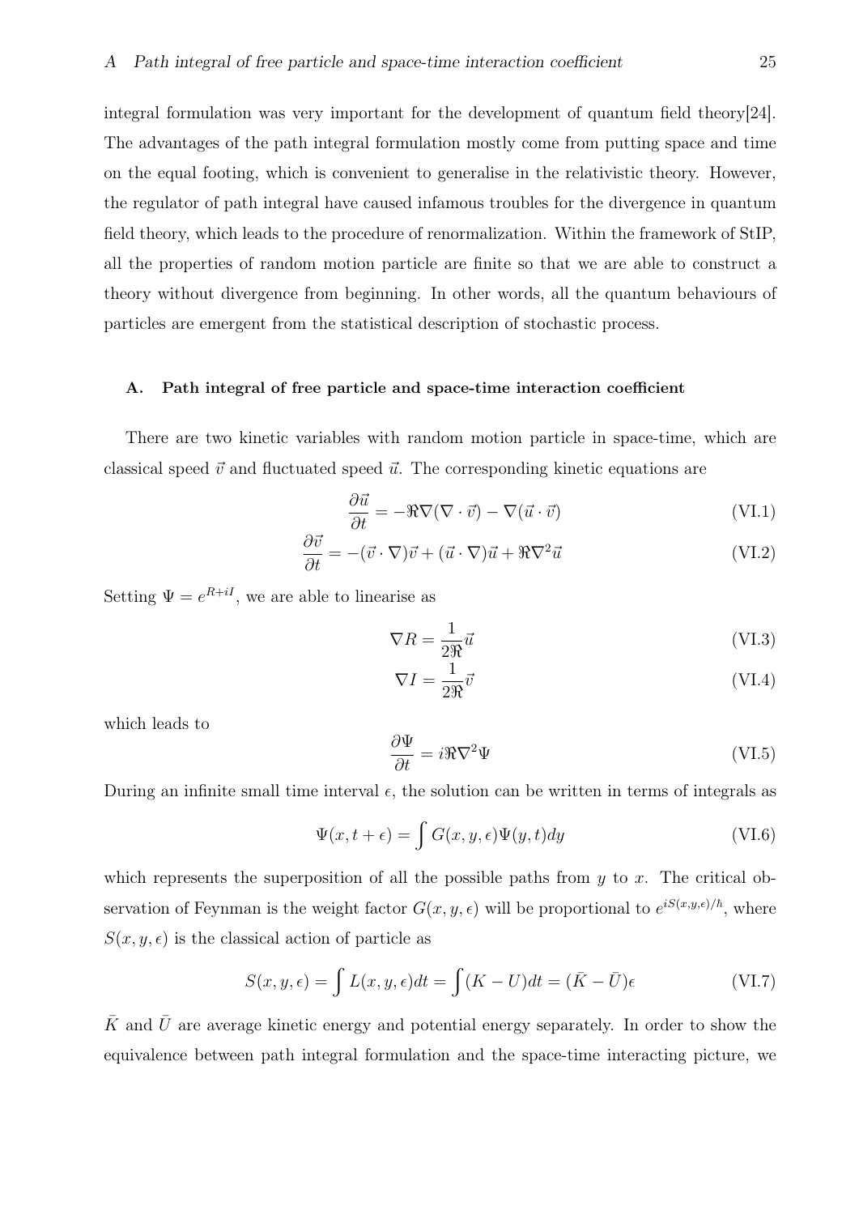integral formulation was very important for the development of quantum field theory[24]. The advantages of the path integral formulation mostly come from putting space and time on the equal footing, which is convenient to generalise in the relativistic theory. However, the regulator of path integral have caused infamous troubles for the divergence in quantum field theory, which leads to the procedure of renormalization. Within the framework of StIP, all the properties of random motion particle are finite so that we are able to construct a theory without divergence from beginning. In other words, all the quantum behaviours of particles are emergent from the statistical description of stochastic process.

### A. Path integral of free particle and space-time interaction coefficient

There are two kinetic variables with random motion particle in space-time, which are classical speed $\vec{v}$ and fluctuated speed $\vec{u}$. The corresponding kinetic equations are

$$\frac{\partial \vec{u}}{\partial t} = -\Re\nabla(\nabla \cdot \vec{v}) - \nabla(\vec{u} \cdot \vec{v}) \tag{VI.1}$$

$$\frac{\partial \vec{v}}{\partial t} = -(\vec{v} \cdot \nabla)\vec{v} + (\vec{u} \cdot \nabla)\vec{u} + \Re\nabla^2\vec{u} \tag{VI.2}$$

Setting $\Psi = e^{R+iI}$, we are able to linearise as

$$\nabla R = \frac{1}{2\Re}\vec{u} \tag{VI.3}$$

$$\nabla I = \frac{1}{2\Re}\vec{v} \tag{VI.4}$$

which leads to

$$\frac{\partial \Psi}{\partial t} = i\Re\nabla^2\Psi \tag{VI.5}$$

During an infinite small time interval $\epsilon$, the solution can be written in terms of integrals as

$$\Psi(x, t + \epsilon) = \int G(x, y, \epsilon)\Psi(y, t)dy \tag{VI.6}$$

which represents the superposition of all the possible paths from $y$ to $x$. The critical observation of Feynman is the weight factor $G(x, y, \epsilon)$ will be proportional to $e^{iS(x,y,\epsilon)/\hbar}$, where $S(x, y, \epsilon)$ is the classical action of particle as

$$S(x, y, \epsilon) = \int L(x, y, \epsilon)dt = \int (K - U)dt = (\bar{K} - \bar{U})\epsilon \tag{VI.7}$$

$\bar{K}$ and $\bar{U}$ are average kinetic energy and potential energy separately. In order to show the equivalence between path integral formulation and the space-time interacting picture, we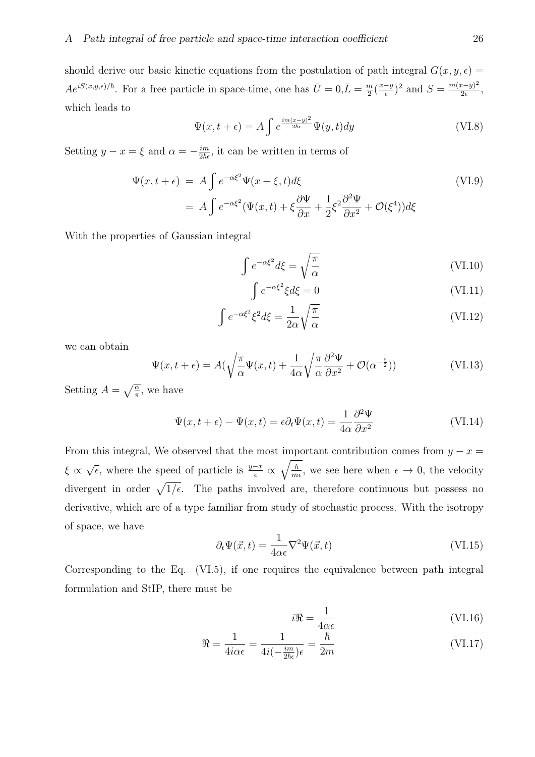should derive our basic kinetic equations from the postulation of path integral $G(x, y, \epsilon) = Ae^{iS(x,y,\epsilon)/\hbar}$. For a free particle in space-time, one has $\bar{U} = 0, \bar{L} = \frac{m}{2}(\frac{x-y}{\epsilon})^2$ and $S = \frac{m(x-y)^2}{2\epsilon}$, which leads to

$$\Psi(x, t+\epsilon) = A \int e^{\frac{im(x-y)^2}{2\hbar\epsilon}} \Psi(y, t) dy \tag{VI.8}$$

Setting $y - x = \xi$ and $\alpha = -\frac{im}{2\hbar\epsilon}$, it can be written in terms of

$$\begin{aligned} \Psi(x, t+\epsilon) &= A \int e^{-\alpha\xi^2} \Psi(x+\xi, t) d\xi \\ &= A \int e^{-\alpha\xi^2} (\Psi(x, t) + \xi \frac{\partial \Psi}{\partial x} + \frac{1}{2}\xi^2 \frac{\partial^2 \Psi}{\partial x^2} + \mathcal{O}(\xi^4)) d\xi \end{aligned} \tag{VI.9}$$

With the properties of Gaussian integral

$$\int e^{-\alpha\xi^2} d\xi = \sqrt{\frac{\pi}{\alpha}} \tag{VI.10}$$

$$\int e^{-\alpha\xi^2} \xi d\xi = 0 \tag{VI.11}$$

$$\int e^{-\alpha\xi^2} \xi^2 d\xi = \frac{1}{2\alpha}\sqrt{\frac{\pi}{\alpha}} \tag{VI.12}$$

we can obtain

$$\Psi(x, t+\epsilon) = A(\sqrt{\frac{\pi}{\alpha}}\Psi(x, t) + \frac{1}{4\alpha}\sqrt{\frac{\pi}{\alpha}}\frac{\partial^2 \Psi}{\partial x^2} + \mathcal{O}(\alpha^{-\frac{5}{2}})) \tag{VI.13}$$

Setting $A = \sqrt{\frac{\alpha}{\pi}}$, we have

$$\Psi(x, t+\epsilon) - \Psi(x, t) = \epsilon \partial_t \Psi(x, t) = \frac{1}{4\alpha}\frac{\partial^2 \Psi}{\partial x^2} \tag{VI.14}$$

From this integral, We observed that the most important contribution comes from $y - x = \xi \propto \sqrt{\epsilon}$, where the speed of particle is $\frac{y-x}{\epsilon} \propto \sqrt{\frac{\hbar}{m\epsilon}}$, we see here when $\epsilon \to 0$, the velocity divergent in order $\sqrt{1/\epsilon}$. The paths involved are, therefore continuous but possess no derivative, which are of a type familiar from study of stochastic process. With the isotropy of space, we have

$$\partial_t \Psi(\vec{x}, t) = \frac{1}{4\alpha\epsilon}\nabla^2 \Psi(\vec{x}, t) \tag{VI.15}$$

Corresponding to the Eq. (VI.5), if one requires the equivalence between path integral formulation and StIP, there must be

$$i\Re = \frac{1}{4\alpha\epsilon} \tag{VI.16}$$

$$\Re = \frac{1}{4i\alpha\epsilon} = \frac{1}{4i(-\frac{im}{2\hbar\epsilon})\epsilon} = \frac{\hbar}{2m} \tag{VI.17}$$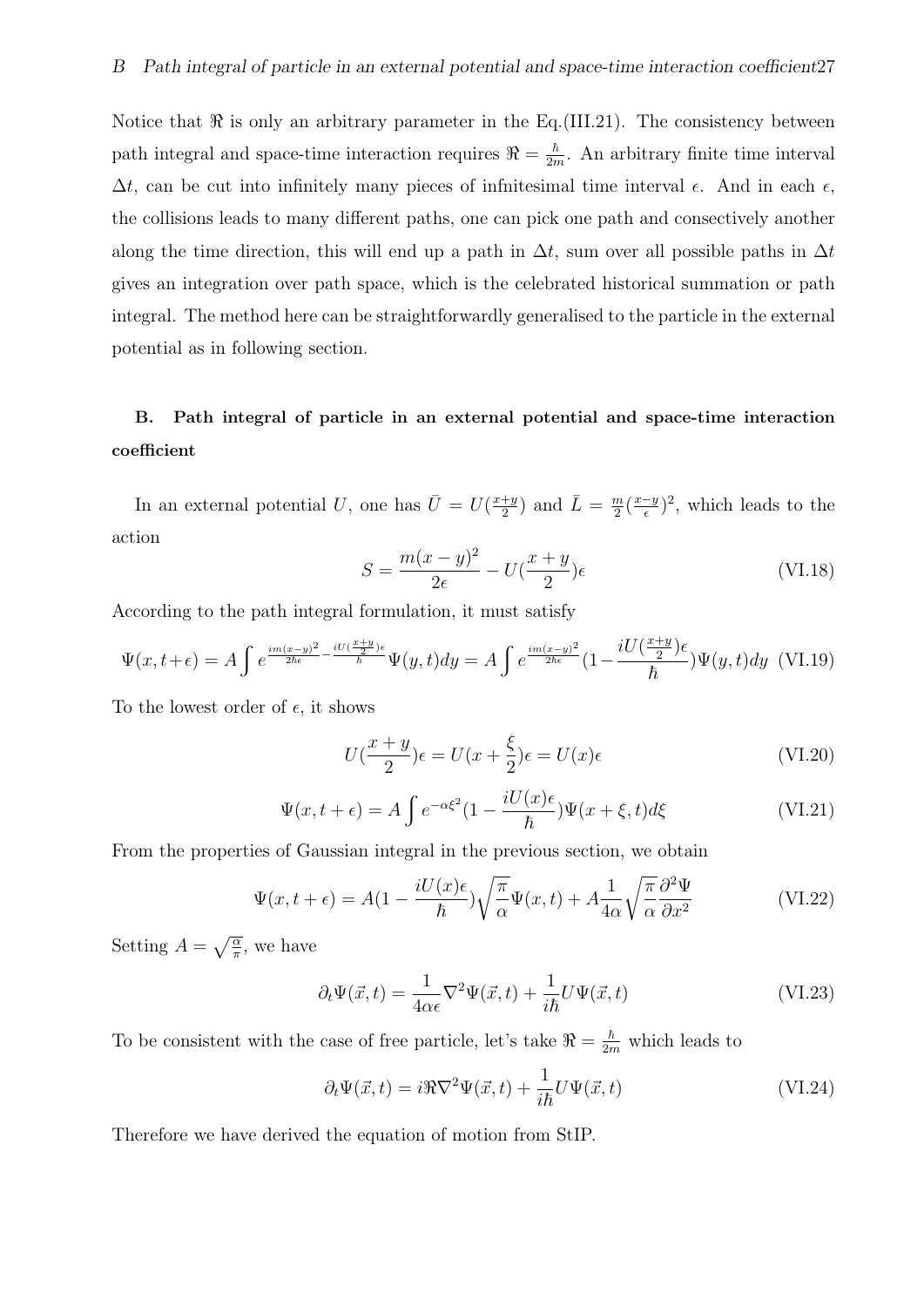Notice that $\Re$ is only an arbitrary parameter in the Eq.(III.21). The consistency between path integral and space-time interaction requires $\Re = \frac{\hbar}{2m}$. An arbitrary finite time interval $\Delta t$, can be cut into infinitely many pieces of infnitesimal time interval $\epsilon$. And in each $\epsilon$, the collisions leads to many different paths, one can pick one path and consectively another along the time direction, this will end up a path in $\Delta t$, sum over all possible paths in $\Delta t$ gives an integration over path space, which is the celebrated historical summation or path integral. The method here can be straightforwardly generalised to the particle in the external potential as in following section.

## B. Path integral of particle in an external potential and space-time interaction coefficient

In an external potential $U$, one has $\bar{U} = U(\frac{x+y}{2})$ and $\bar{L} = \frac{m}{2}(\frac{x-y}{\epsilon})^2$, which leads to the action

$$S = \frac{m(x-y)^2}{2\epsilon} - U(\frac{x+y}{2})\epsilon \tag{VI.18}$$

According to the path integral formulation, it must satisfy

$$\Psi(x, t+\epsilon) = A\int e^{\frac{im(x-y)^2}{2\hbar\epsilon} - \frac{iU(\frac{x+y}{2})\epsilon}{\hbar}}\Psi(y,t)dy = A\int e^{\frac{im(x-y)^2}{2\hbar\epsilon}}(1 - \frac{iU(\frac{x+y}{2})\epsilon}{\hbar})\Psi(y,t)dy \tag{VI.19}$$

To the lowest order of $\epsilon$, it shows

$$U(\frac{x+y}{2})\epsilon = U(x + \frac{\xi}{2})\epsilon = U(x)\epsilon \tag{VI.20}$$

$$\Psi(x, t+\epsilon) = A\int e^{-\alpha\xi^2}(1 - \frac{iU(x)\epsilon}{\hbar})\Psi(x+\xi, t)d\xi \tag{VI.21}$$

From the properties of Gaussian integral in the previous section, we obtain

$$\Psi(x, t+\epsilon) = A(1 - \frac{iU(x)\epsilon}{\hbar})\sqrt{\frac{\pi}{\alpha}}\Psi(x,t) + A\frac{1}{4\alpha}\sqrt{\frac{\pi}{\alpha}}\frac{\partial^2\Psi}{\partial x^2} \tag{VI.22}$$

Setting $A = \sqrt{\frac{\alpha}{\pi}}$, we have

$$\partial_t\Psi(\vec{x}, t) = \frac{1}{4\alpha\epsilon}\nabla^2\Psi(\vec{x}, t) + \frac{1}{i\hbar}U\Psi(\vec{x}, t) \tag{VI.23}$$

To be consistent with the case of free particle, let's take $\Re = \frac{\hbar}{2m}$ which leads to

$$\partial_t\Psi(\vec{x}, t) = i\Re\nabla^2\Psi(\vec{x}, t) + \frac{1}{i\hbar}U\Psi(\vec{x}, t) \tag{VI.24}$$

Therefore we have derived the equation of motion from StIP.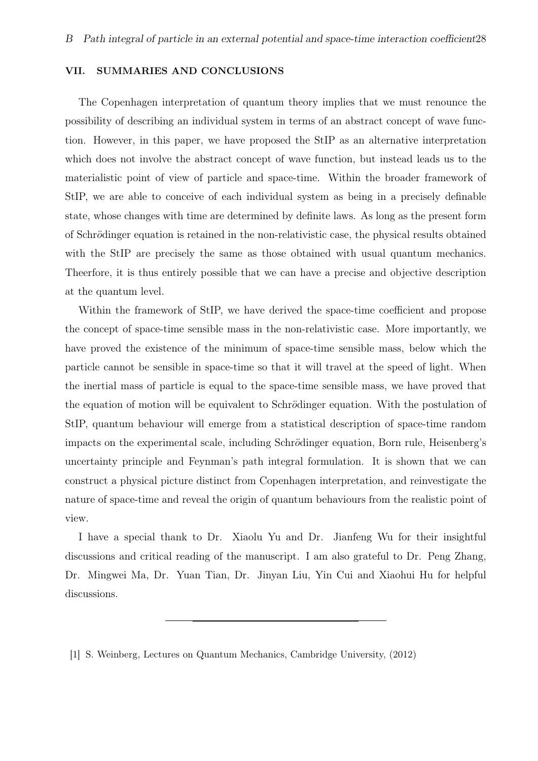## VII. SUMMARIES AND CONCLUSIONS

The Copenhagen interpretation of quantum theory implies that we must renounce the possibility of describing an individual system in terms of an abstract concept of wave function. However, in this paper, we have proposed the StIP as an alternative interpretation which does not involve the abstract concept of wave function, but instead leads us to the materialistic point of view of particle and space-time. Within the broader framework of StIP, we are able to conceive of each individual system as being in a precisely definable state, whose changes with time are determined by definite laws. As long as the present form of Schrödinger equation is retained in the non-relativistic case, the physical results obtained with the StIP are precisely the same as those obtained with usual quantum mechanics. Theerfore, it is thus entirely possible that we can have a precise and objective description at the quantum level.

Within the framework of StIP, we have derived the space-time coefficient and propose the concept of space-time sensible mass in the non-relativistic case. More importantly, we have proved the existence of the minimum of space-time sensible mass, below which the particle cannot be sensible in space-time so that it will travel at the speed of light. When the inertial mass of particle is equal to the space-time sensible mass, we have proved that the equation of motion will be equivalent to Schrödinger equation. With the postulation of StIP, quantum behaviour will emerge from a statistical description of space-time random impacts on the experimental scale, including Schrödinger equation, Born rule, Heisenberg's uncertainty principle and Feynman's path integral formulation. It is shown that we can construct a physical picture distinct from Copenhagen interpretation, and reinvestigate the nature of space-time and reveal the origin of quantum behaviours from the realistic point of view.

I have a special thank to Dr. Xiaolu Yu and Dr. Jianfeng Wu for their insightful discussions and critical reading of the manuscript. I am also grateful to Dr. Peng Zhang, Dr. Mingwei Ma, Dr. Yuan Tian, Dr. Jinyan Liu, Yin Cui and Xiaohui Hu for helpful discussions.

---

[1] S. Weinberg, Lectures on Quantum Mechanics, Cambridge University, (2012)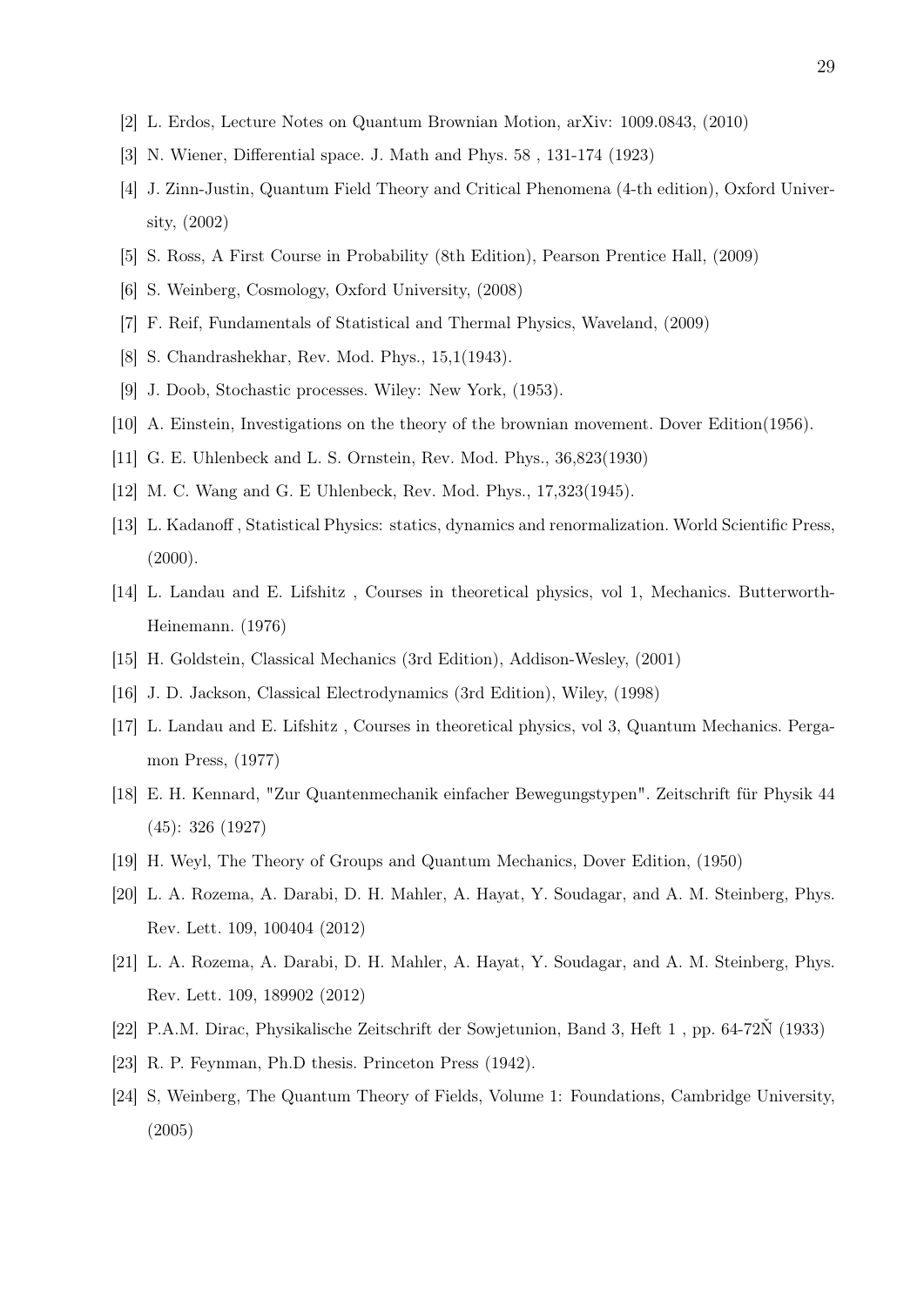[2] L. Erdos, Lecture Notes on Quantum Brownian Motion, arXiv: 1009.0843, (2010)

[3] N. Wiener, Differential space. J. Math and Phys. 58 , 131-174 (1923)

[4] J. Zinn-Justin, Quantum Field Theory and Critical Phenomena (4-th edition), Oxford University, (2002)

[5] S. Ross, A First Course in Probability (8th Edition), Pearson Prentice Hall, (2009)

[6] S. Weinberg, Cosmology, Oxford University, (2008)

[7] F. Reif, Fundamentals of Statistical and Thermal Physics, Waveland, (2009)

[8] S. Chandrashekhar, Rev. Mod. Phys., 15,1(1943).

[9] J. Doob, Stochastic processes. Wiley: New York, (1953).

[10] A. Einstein, Investigations on the theory of the brownian movement. Dover Edition(1956).

[11] G. E. Uhlenbeck and L. S. Ornstein, Rev. Mod. Phys., 36,823(1930)

[12] M. C. Wang and G. E Uhlenbeck, Rev. Mod. Phys., 17,323(1945).

[13] L. Kadanoff , Statistical Physics: statics, dynamics and renormalization. World Scientific Press, (2000).

[14] L. Landau and E. Lifshitz , Courses in theoretical physics, vol 1, Mechanics. Butterworth-Heinemann. (1976)

[15] H. Goldstein, Classical Mechanics (3rd Edition), Addison-Wesley, (2001)

[16] J. D. Jackson, Classical Electrodynamics (3rd Edition), Wiley, (1998)

[17] L. Landau and E. Lifshitz , Courses in theoretical physics, vol 3, Quantum Mechanics. Pergamon Press, (1977)

[18] E. H. Kennard, "Zur Quantenmechanik einfacher Bewegungstypen". Zeitschrift für Physik 44 (45): 326 (1927)

[19] H. Weyl, The Theory of Groups and Quantum Mechanics, Dover Edition, (1950)

[20] L. A. Rozema, A. Darabi, D. H. Mahler, A. Hayat, Y. Soudagar, and A. M. Steinberg, Phys. Rev. Lett. 109, 100404 (2012)

[21] L. A. Rozema, A. Darabi, D. H. Mahler, A. Hayat, Y. Soudagar, and A. M. Steinberg, Phys. Rev. Lett. 109, 189902 (2012)

[22] P.A.M. Dirac, Physikalische Zeitschrift der Sowjetunion, Band 3, Heft 1 , pp. 64-72Ň (1933)

[23] R. P. Feynman, Ph.D thesis. Princeton Press (1942).

[24] S, Weinberg, The Quantum Theory of Fields, Volume 1: Foundations, Cambridge University, (2005)